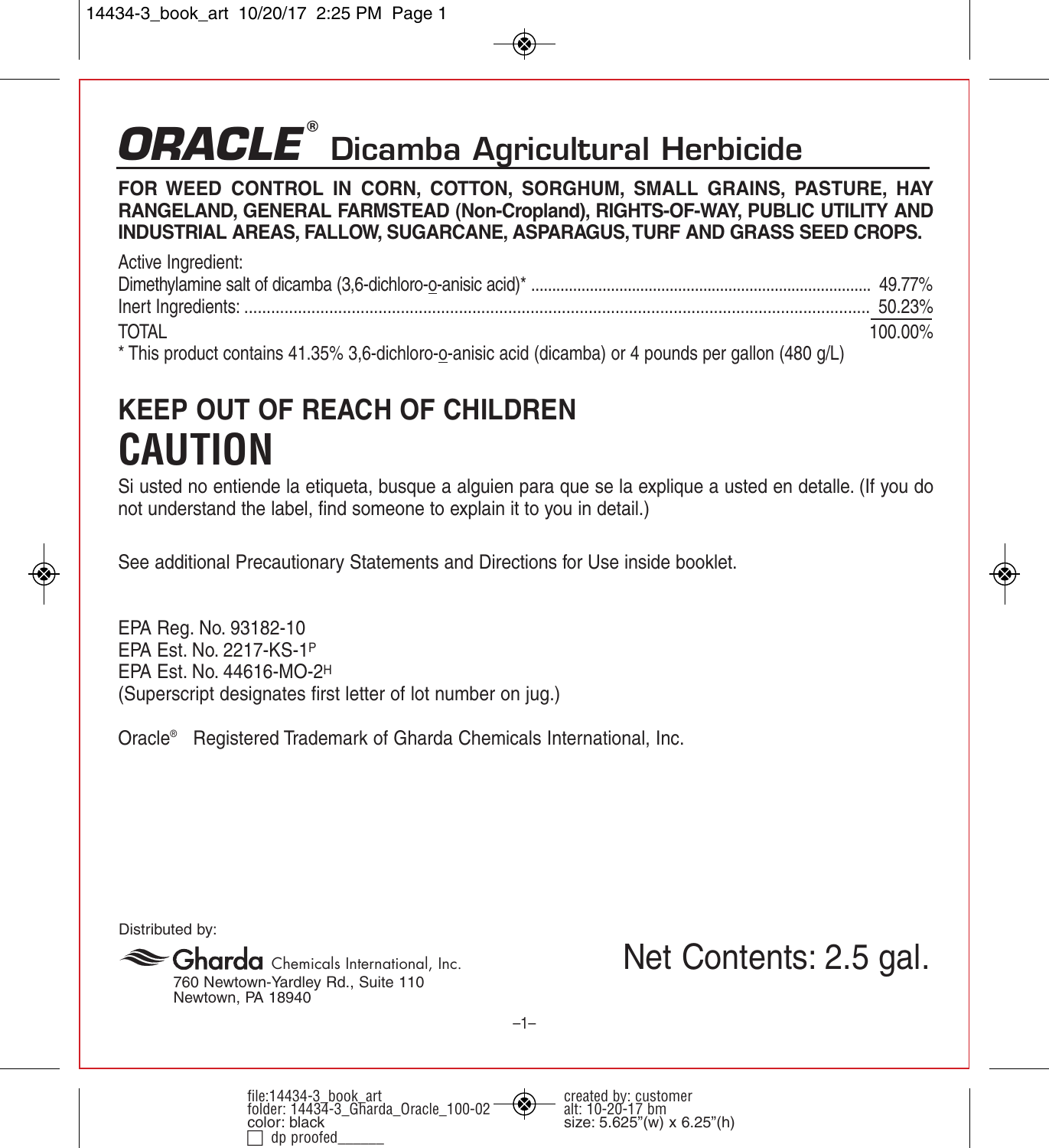# ORACLE® Dicamba Agricultural Herbicide

**FOR WEED CONTROL IN CORN, COTTON, SORGHUM, SMALL GRAINS, PASTURE, HAY RANGELAND, GENERAL FARMSTEAD (Non-Cropland), RIGHTS-OF-WAY, PUBLIC UTILITY AND INDUSTRIAL AREAS, FALLOW, SUGARCANE, ASPARAGUS, TURF AND GRASS SEED CROPS.**

| Active Ingredient: | |
|---|---|
| Dimethylamine salt of dicamba (3,6-dichloro-o-anisic acid)* | 49.77% |
| Inert Ingredients: | 50.23% |
| TOTAL | 100.00% |

* This product contains 41.35% 3,6-dichloro-o-anisic acid (dicamba) or 4 pounds per gallon (480 g/L)

## KEEP OUT OF REACH OF CHILDREN

# CAUTION

Si usted no entiende la etiqueta, busque a alguien para que se la explique a usted en detalle. (If you do not understand the label, find someone to explain it to you in detail.)

See additional Precautionary Statements and Directions for Use inside booklet.

EPA Reg. No. 93182-10
EPA Est. No. 2217-KS-1[P]
EPA Est. No. 44616-MO-2[H]
(Superscript designates first letter of lot number on jug.)

Oracle® Registered Trademark of Gharda Chemicals International, Inc.

Distributed by:

Gharda Chemicals International, Inc.
760 Newtown-Yardley Rd., Suite 110
Newtown, PA 18940

Net Contents: 2.5 gal.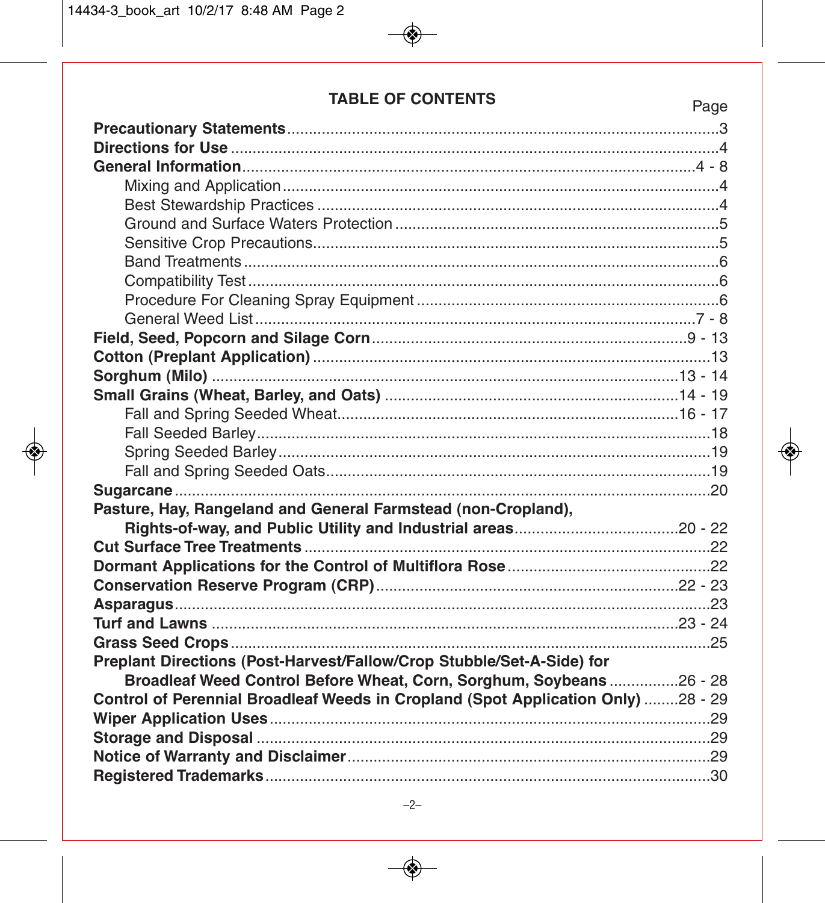## TABLE OF CONTENTS

| | Page |
|---|---|
| **Precautionary Statements** | 3 |
| **Directions for Use** | 4 |
| **General Information** | 4 - 8 |
| Mixing and Application | 4 |
| Best Stewardship Practices | 4 |
| Ground and Surface Waters Protection | 5 |
| Sensitive Crop Precautions | 5 |
| Band Treatments | 6 |
| Compatibility Test | 6 |
| Procedure For Cleaning Spray Equipment | 6 |
| General Weed List | 7 - 8 |
| **Field, Seed, Popcorn and Silage Corn** | 9 - 13 |
| **Cotton (Preplant Application)** | 13 |
| **Sorghum (Milo)** | 13 - 14 |
| **Small Grains (Wheat, Barley, and Oats)** | 14 - 19 |
| Fall and Spring Seeded Wheat | 16 - 17 |
| Fall Seeded Barley | 18 |
| Spring Seeded Barley | 19 |
| Fall and Spring Seeded Oats | 19 |
| **Sugarcane** | 20 |
| **Pasture, Hay, Rangeland and General Farmstead (non-Cropland), Rights-of-way, and Public Utility and Industrial areas** | 20 - 22 |
| **Cut Surface Tree Treatments** | 22 |
| **Dormant Applications for the Control of Multiflora Rose** | 22 |
| **Conservation Reserve Program (CRP)** | 22 - 23 |
| **Asparagus** | 23 |
| **Turf and Lawns** | 23 - 24 |
| **Grass Seed Crops** | 25 |
| **Preplant Directions (Post-Harvest/Fallow/Crop Stubble/Set-A-Side) for Broadleaf Weed Control Before Wheat, Corn, Sorghum, Soybeans** | 26 - 28 |
| **Control of Perennial Broadleaf Weeds in Cropland (Spot Application Only)** | 28 - 29 |
| **Wiper Application Uses** | 29 |
| **Storage and Disposal** | 29 |
| **Notice of Warranty and Disclaimer** | 29 |
| **Registered Trademarks** | 30 |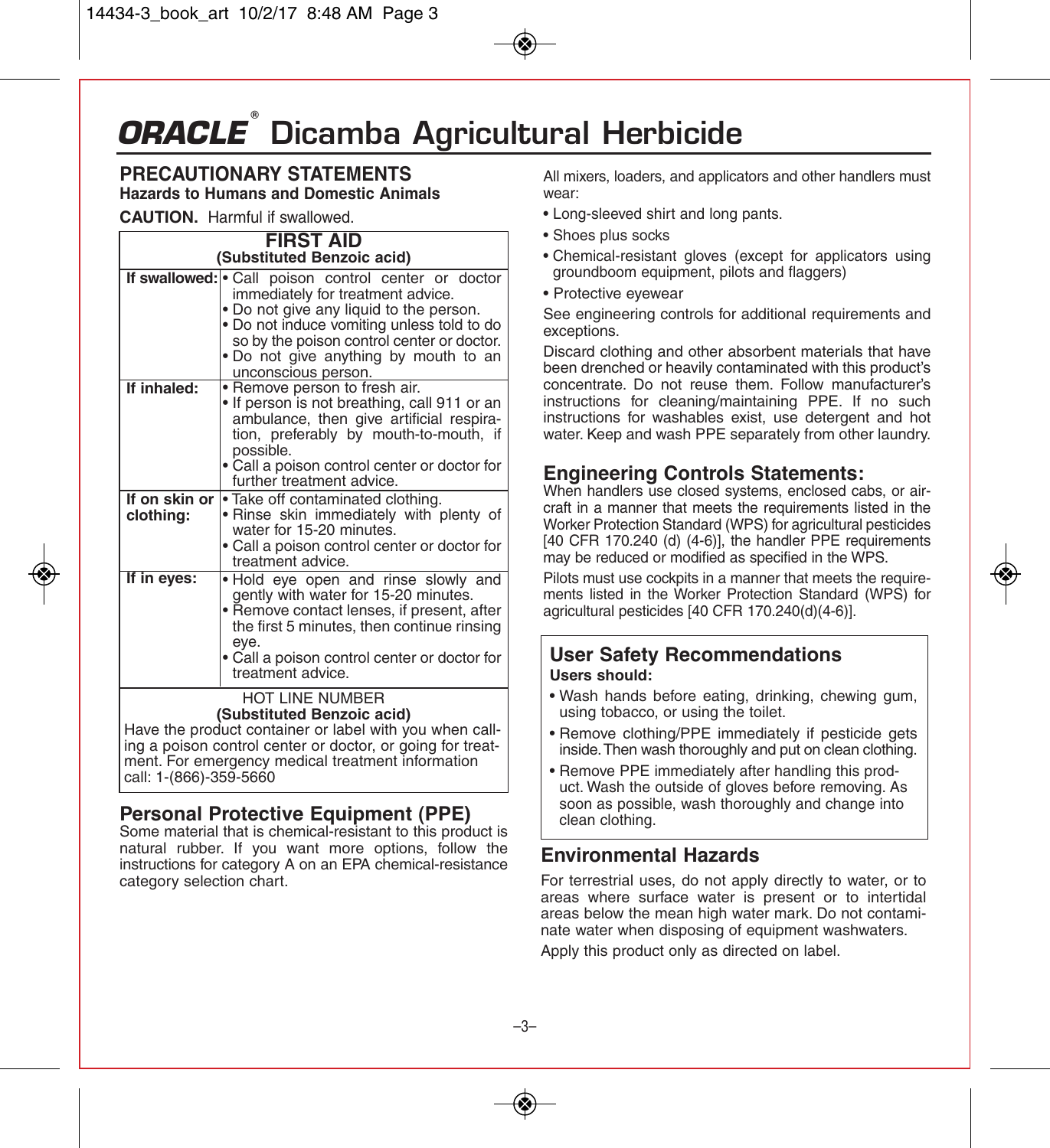# ORACLE® Dicamba Agricultural Herbicide

## PRECAUTIONARY STATEMENTS

**Hazards to Humans and Domestic Animals**

**CAUTION.** Harmful if swallowed.

| FIRST AID (Substituted Benzoic acid) | |
|---|---|
| **If swallowed:** | • Call poison control center or doctor immediately for treatment advice. • Do not give any liquid to the person. • Do not induce vomiting unless told to do so by the poison control center or doctor. • Do not give anything by mouth to an unconscious person. |
| **If inhaled:** | • Remove person to fresh air. • If person is not breathing, call 911 or an ambulance, then give artificial respiration, preferably by mouth-to-mouth, if possible. • Call a poison control center or doctor for further treatment advice. |
| **If on skin or clothing:** | • Take off contaminated clothing. • Rinse skin immediately with plenty of water for 15-20 minutes. • Call a poison control center or doctor for treatment advice. |
| **If in eyes:** | • Hold eye open and rinse slowly and gently with water for 15-20 minutes. • Remove contact lenses, if present, after the first 5 minutes, then continue rinsing eye. • Call a poison control center or doctor for treatment advice. |
| HOT LINE NUMBER **(Substituted Benzoic acid)** Have the product container or label with you when calling a poison control center or doctor, or going for treatment. For emergency medical treatment information call: 1-(866)-359-5660 | |

### Personal Protective Equipment (PPE)

Some material that is chemical-resistant to this product is natural rubber. If you want more options, follow the instructions for category A on an EPA chemical-resistance category selection chart.

All mixers, loaders, and applicators and other handlers must wear:

- Long-sleeved shirt and long pants.
- Shoes plus socks
- Chemical-resistant gloves (except for applicators using groundboom equipment, pilots and flaggers)
- Protective eyewear

See engineering controls for additional requirements and exceptions.

Discard clothing and other absorbent materials that have been drenched or heavily contaminated with this product's concentrate. Do not reuse them. Follow manufacturer's instructions for cleaning/maintaining PPE. If no such instructions for washables exist, use detergent and hot water. Keep and wash PPE separately from other laundry.

### Engineering Controls Statements:

When handlers use closed systems, enclosed cabs, or aircraft in a manner that meets the requirements listed in the Worker Protection Standard (WPS) for agricultural pesticides [40 CFR 170.240 (d) (4-6)], the handler PPE requirements may be reduced or modified as specified in the WPS.

Pilots must use cockpits in a manner that meets the requirements listed in the Worker Protection Standard (WPS) for agricultural pesticides [40 CFR 170.240(d)(4-6)].

### User Safety Recommendations

**Users should:**

- Wash hands before eating, drinking, chewing gum, using tobacco, or using the toilet.
- Remove clothing/PPE immediately if pesticide gets inside. Then wash thoroughly and put on clean clothing.
- Remove PPE immediately after handling this product. Wash the outside of gloves before removing. As soon as possible, wash thoroughly and change into clean clothing.

### Environmental Hazards

For terrestrial uses, do not apply directly to water, or to areas where surface water is present or to intertidal areas below the mean high water mark. Do not contaminate water when disposing of equipment washwaters.

Apply this product only as directed on label.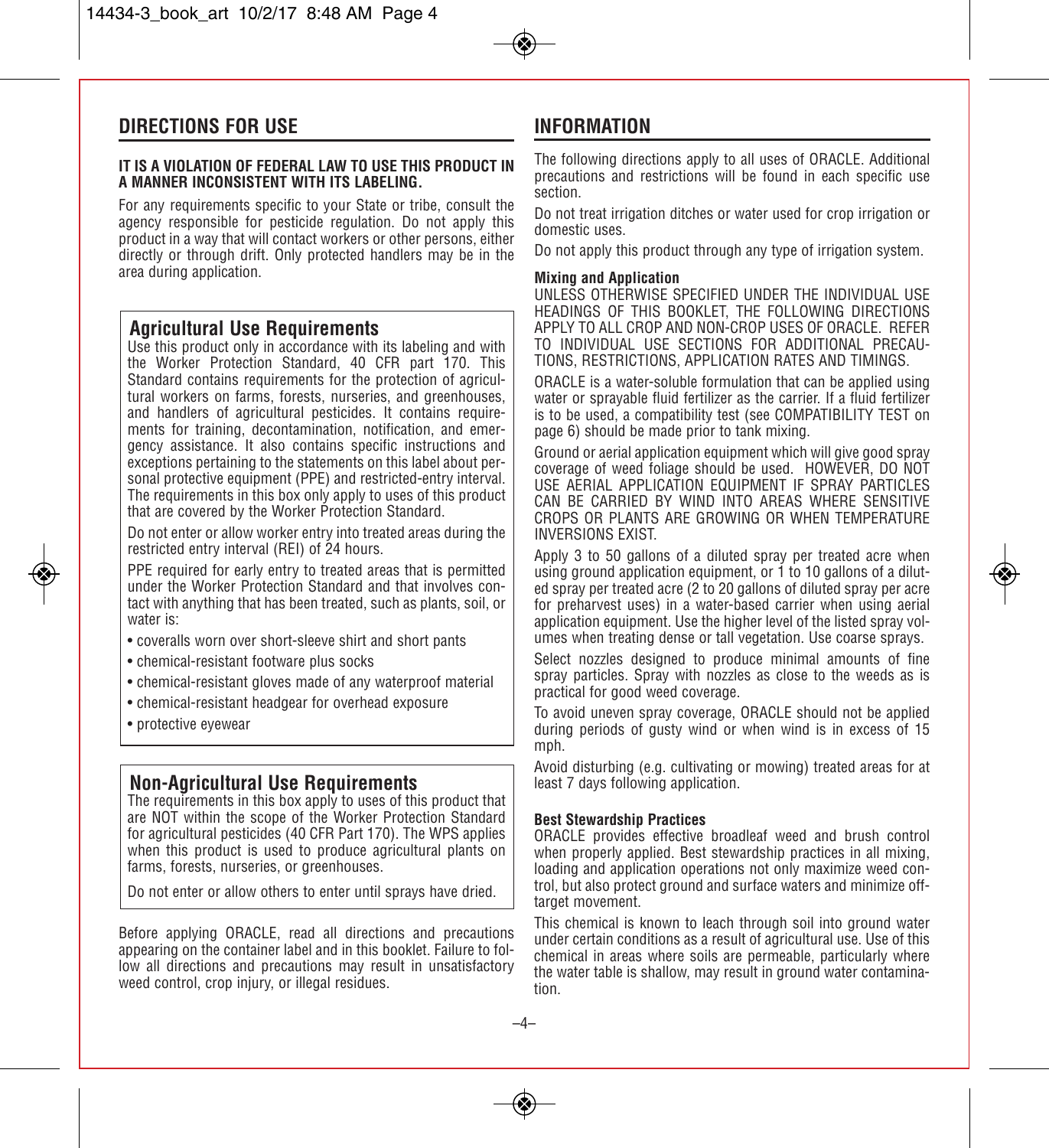## DIRECTIONS FOR USE

**IT IS A VIOLATION OF FEDERAL LAW TO USE THIS PRODUCT IN A MANNER INCONSISTENT WITH ITS LABELING.**

For any requirements specific to your State or tribe, consult the agency responsible for pesticide regulation. Do not apply this product in a way that will contact workers or other persons, either directly or through drift. Only protected handlers may be in the area during application.

### Agricultural Use Requirements

Use this product only in accordance with its labeling and with the Worker Protection Standard, 40 CFR part 170. This Standard contains requirements for the protection of agricultural workers on farms, forests, nurseries, and greenhouses, and handlers of agricultural pesticides. It contains requirements for training, decontamination, notification, and emergency assistance. It also contains specific instructions and exceptions pertaining to the statements on this label about personal protective equipment (PPE) and restricted-entry interval. The requirements in this box only apply to uses of this product that are covered by the Worker Protection Standard.

Do not enter or allow worker entry into treated areas during the restricted entry interval (REI) of 24 hours.

PPE required for early entry to treated areas that is permitted under the Worker Protection Standard and that involves contact with anything that has been treated, such as plants, soil, or water is:

- coveralls worn over short-sleeve shirt and short pants
- chemical-resistant footware plus socks
- chemical-resistant gloves made of any waterproof material
- chemical-resistant headgear for overhead exposure
- protective eyewear

### Non-Agricultural Use Requirements

The requirements in this box apply to uses of this product that are NOT within the scope of the Worker Protection Standard for agricultural pesticides (40 CFR Part 170). The WPS applies when this product is used to produce agricultural plants on farms, forests, nurseries, or greenhouses.

Do not enter or allow others to enter until sprays have dried.

Before applying ORACLE, read all directions and precautions appearing on the container label and in this booklet. Failure to follow all directions and precautions may result in unsatisfactory weed control, crop injury, or illegal residues.

## INFORMATION

The following directions apply to all uses of ORACLE. Additional precautions and restrictions will be found in each specific use section.

Do not treat irrigation ditches or water used for crop irrigation or domestic uses.

Do not apply this product through any type of irrigation system.

**Mixing and Application**

UNLESS OTHERWISE SPECIFIED UNDER THE INDIVIDUAL USE HEADINGS OF THIS BOOKLET, THE FOLLOWING DIRECTIONS APPLY TO ALL CROP AND NON-CROP USES OF ORACLE. REFER TO INDIVIDUAL USE SECTIONS FOR ADDITIONAL PRECAUTIONS, RESTRICTIONS, APPLICATION RATES AND TIMINGS.

ORACLE is a water-soluble formulation that can be applied using water or sprayable fluid fertilizer as the carrier. If a fluid fertilizer is to be used, a compatibility test (see COMPATIBILITY TEST on page 6) should be made prior to tank mixing.

Ground or aerial application equipment which will give good spray coverage of weed foliage should be used. HOWEVER, DO NOT USE AERIAL APPLICATION EQUIPMENT IF SPRAY PARTICLES CAN BE CARRIED BY WIND INTO AREAS WHERE SENSITIVE CROPS OR PLANTS ARE GROWING OR WHEN TEMPERATURE INVERSIONS EXIST.

Apply 3 to 50 gallons of a diluted spray per treated acre when using ground application equipment, or 1 to 10 gallons of a diluted spray per treated acre (2 to 20 gallons of diluted spray per acre for preharvest uses) in a water-based carrier when using aerial application equipment. Use the higher level of the listed spray volumes when treating dense or tall vegetation. Use coarse sprays.

Select nozzles designed to produce minimal amounts of fine spray particles. Spray with nozzles as close to the weeds as is practical for good weed coverage.

To avoid uneven spray coverage, ORACLE should not be applied during periods of gusty wind or when wind is in excess of 15 mph.

Avoid disturbing (e.g. cultivating or mowing) treated areas for at least 7 days following application.

**Best Stewardship Practices**

ORACLE provides effective broadleaf weed and brush control when properly applied. Best stewardship practices in all mixing, loading and application operations not only maximize weed control, but also protect ground and surface waters and minimize off-target movement.

This chemical is known to leach through soil into ground water under certain conditions as a result of agricultural use. Use of this chemical in areas where soils are permeable, particularly where the water table is shallow, may result in ground water contamination.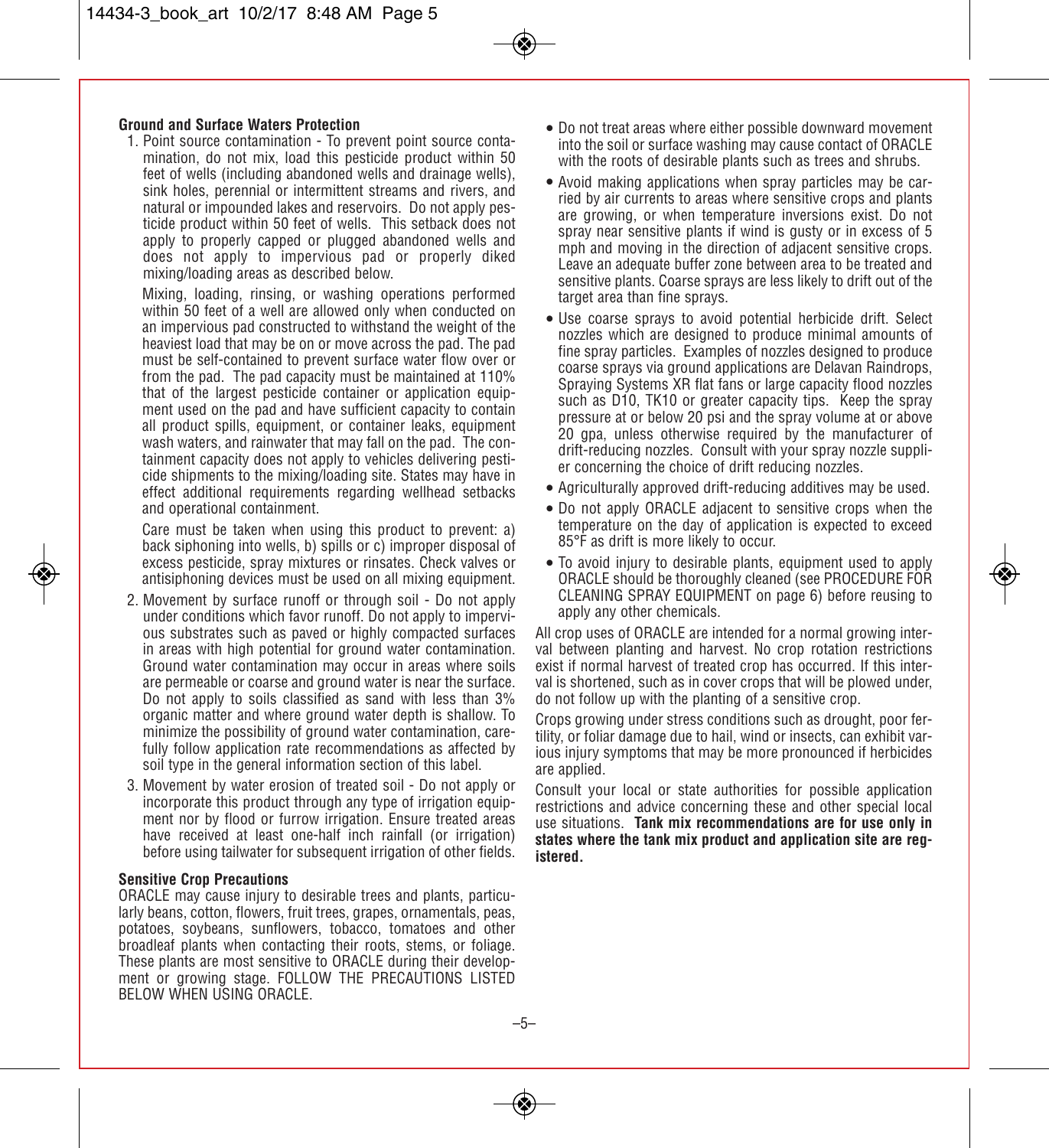**Ground and Surface Waters Protection**

1. Point source contamination - To prevent point source contamination, do not mix, load this pesticide product within 50 feet of wells (including abandoned wells and drainage wells), sink holes, perennial or intermittent streams and rivers, and natural or impounded lakes and reservoirs. Do not apply pesticide product within 50 feet of wells. This setback does not apply to properly capped or plugged abandoned wells and does not apply to impervious pad or properly diked mixing/loading areas as described below.

   Mixing, loading, rinsing, or washing operations performed within 50 feet of a well are allowed only when conducted on an impervious pad constructed to withstand the weight of the heaviest load that may be on or move across the pad. The pad must be self-contained to prevent surface water flow over or from the pad. The pad capacity must be maintained at 110% that of the largest pesticide container or application equipment used on the pad and have sufficient capacity to contain all product spills, equipment, or container leaks, equipment wash waters, and rainwater that may fall on the pad. The containment capacity does not apply to vehicles delivering pesticide shipments to the mixing/loading site. States may have in effect additional requirements regarding wellhead setbacks and operational containment.

   Care must be taken when using this product to prevent: a) back siphoning into wells, b) spills or c) improper disposal of excess pesticide, spray mixtures or rinsates. Check valves or antisiphoning devices must be used on all mixing equipment.

2. Movement by surface runoff or through soil - Do not apply under conditions which favor runoff. Do not apply to impervious substrates such as paved or highly compacted surfaces in areas with high potential for ground water contamination. Ground water contamination may occur in areas where soils are permeable or coarse and ground water is near the surface. Do not apply to soils classified as sand with less than 3% organic matter and where ground water depth is shallow. To minimize the possibility of ground water contamination, carefully follow application rate recommendations as affected by soil type in the general information section of this label.

3. Movement by water erosion of treated soil - Do not apply or incorporate this product through any type of irrigation equipment nor by flood or furrow irrigation. Ensure treated areas have received at least one-half inch rainfall (or irrigation) before using tailwater for subsequent irrigation of other fields.

**Sensitive Crop Precautions**

ORACLE may cause injury to desirable trees and plants, particularly beans, cotton, flowers, fruit trees, grapes, ornamentals, peas, potatoes, soybeans, sunflowers, tobacco, tomatoes and other broadleaf plants when contacting their roots, stems, or foliage. These plants are most sensitive to ORACLE during their development or growing stage. FOLLOW THE PRECAUTIONS LISTED BELOW WHEN USING ORACLE.

- Do not treat areas where either possible downward movement into the soil or surface washing may cause contact of ORACLE with the roots of desirable plants such as trees and shrubs.
- Avoid making applications when spray particles may be carried by air currents to areas where sensitive crops and plants are growing, or when temperature inversions exist. Do not spray near sensitive plants if wind is gusty or in excess of 5 mph and moving in the direction of adjacent sensitive crops. Leave an adequate buffer zone between area to be treated and sensitive plants. Coarse sprays are less likely to drift out of the target area than fine sprays.
- Use coarse sprays to avoid potential herbicide drift. Select nozzles which are designed to produce minimal amounts of fine spray particles. Examples of nozzles designed to produce coarse sprays via ground applications are Delavan Raindrops, Spraying Systems XR flat fans or large capacity flood nozzles such as D10, TK10 or greater capacity tips. Keep the spray pressure at or below 20 psi and the spray volume at or above 20 gpa, unless otherwise required by the manufacturer of drift-reducing nozzles. Consult with your spray nozzle supplier concerning the choice of drift reducing nozzles.
- Agriculturally approved drift-reducing additives may be used.
- Do not apply ORACLE adjacent to sensitive crops when the temperature on the day of application is expected to exceed 85°F as drift is more likely to occur.
- To avoid injury to desirable plants, equipment used to apply ORACLE should be thoroughly cleaned (see PROCEDURE FOR CLEANING SPRAY EQUIPMENT on page 6) before reusing to apply any other chemicals.

All crop uses of ORACLE are intended for a normal growing interval between planting and harvest. No crop rotation restrictions exist if normal harvest of treated crop has occurred. If this interval is shortened, such as in cover crops that will be plowed under, do not follow up with the planting of a sensitive crop.

Crops growing under stress conditions such as drought, poor fertility, or foliar damage due to hail, wind or insects, can exhibit various injury symptoms that may be more pronounced if herbicides are applied.

Consult your local or state authorities for possible application restrictions and advice concerning these and other special local use situations. **Tank mix recommendations are for use only in states where the tank mix product and application site are registered.**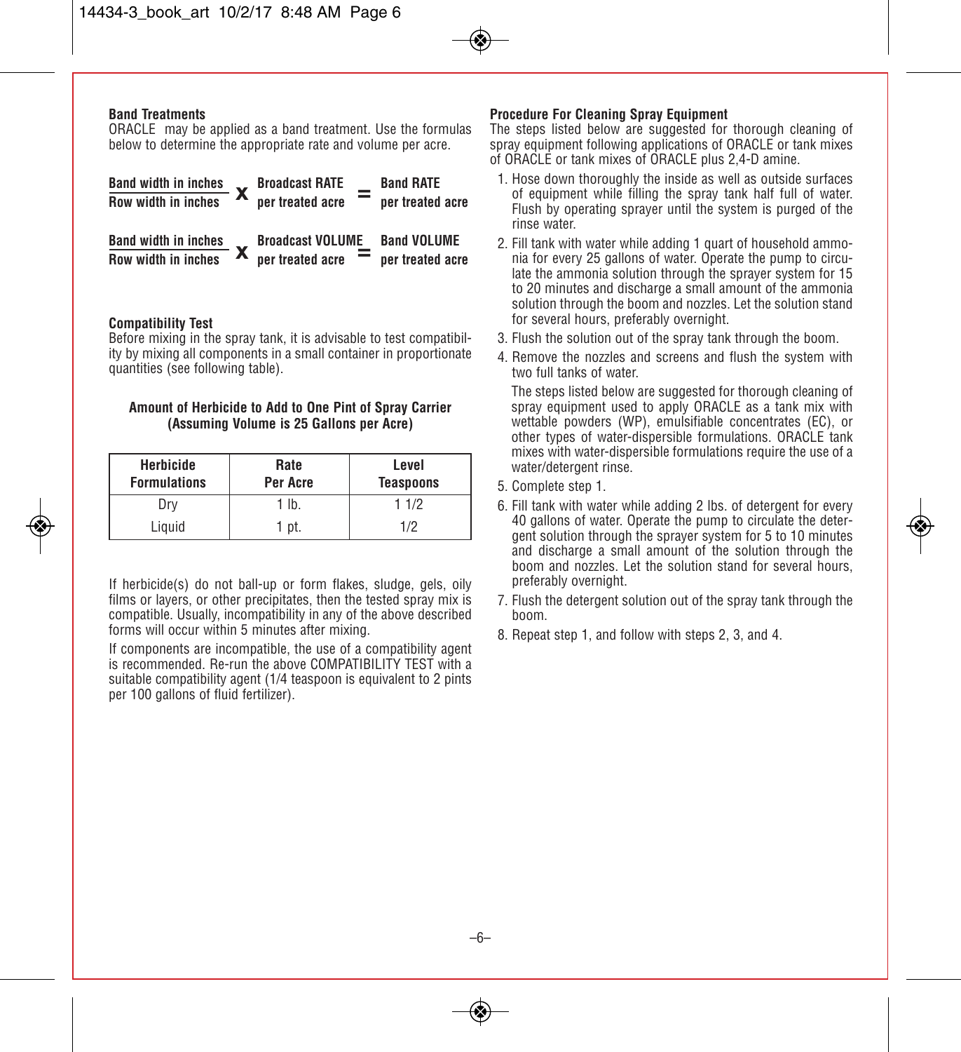**Band Treatments**

ORACLE may be applied as a band treatment. Use the formulas below to determine the appropriate rate and volume per acre.

$$\frac{\text{Band width in inches}}{\text{Row width in inches}} \times \text{Broadcast RATE per treated acre} = \text{Band RATE per treated acre}$$

$$\frac{\text{Band width in inches}}{\text{Row width in inches}} \times \text{Broadcast VOLUME per treated acre} = \text{Band VOLUME per treated acre}$$

**Compatibility Test**

Before mixing in the spray tank, it is advisable to test compatibility by mixing all components in a small container in proportionate quantities (see following table).

**Amount of Herbicide to Add to One Pint of Spray Carrier (Assuming Volume is 25 Gallons per Acre)**

| Herbicide Formulations | Rate Per Acre | Level Teaspoons |
|---|---|---|
| Dry | 1 lb. | 1 1/2 |
| Liquid | 1 pt. | 1/2 |

If herbicide(s) do not ball-up or form flakes, sludge, gels, oily films or layers, or other precipitates, then the tested spray mix is compatible. Usually, incompatibility in any of the above described forms will occur within 5 minutes after mixing.

If components are incompatible, the use of a compatibility agent is recommended. Re-run the above COMPATIBILITY TEST with a suitable compatibility agent (1/4 teaspoon is equivalent to 2 pints per 100 gallons of fluid fertilizer).

**Procedure For Cleaning Spray Equipment**

The steps listed below are suggested for thorough cleaning of spray equipment following applications of ORACLE or tank mixes of ORACLE plus 2,4-D amine.

1. Hose down thoroughly the inside as well as outside surfaces of equipment while filling the spray tank half full of water. Flush by operating sprayer until the system is purged of the rinse water.
2. Fill tank with water while adding 1 quart of household ammonia for every 25 gallons of water. Operate the pump to circulate the ammonia solution through the sprayer system for 15 to 20 minutes and discharge a small amount of the ammonia solution through the boom and nozzles. Let the solution stand for several hours, preferably overnight.
3. Flush the solution out of the spray tank through the boom.
4. Remove the nozzles and screens and flush the system with two full tanks of water.

   The steps listed below are suggested for thorough cleaning of spray equipment used to apply ORACLE as a tank mix with wettable powders (WP), emulsifiable concentrates (EC), or other types of water-dispersible formulations. ORACLE tank mixes with water-dispersible formulations require the use of a water/detergent rinse.

5. Complete step 1.
6. Fill tank with water while adding 2 lbs. of detergent for every 40 gallons of water. Operate the pump to circulate the detergent solution through the sprayer system for 5 to 10 minutes and discharge a small amount of the solution through the boom and nozzles. Let the solution stand for several hours, preferably overnight.
7. Flush the detergent solution out of the spray tank through the boom.
8. Repeat step 1, and follow with steps 2, 3, and 4.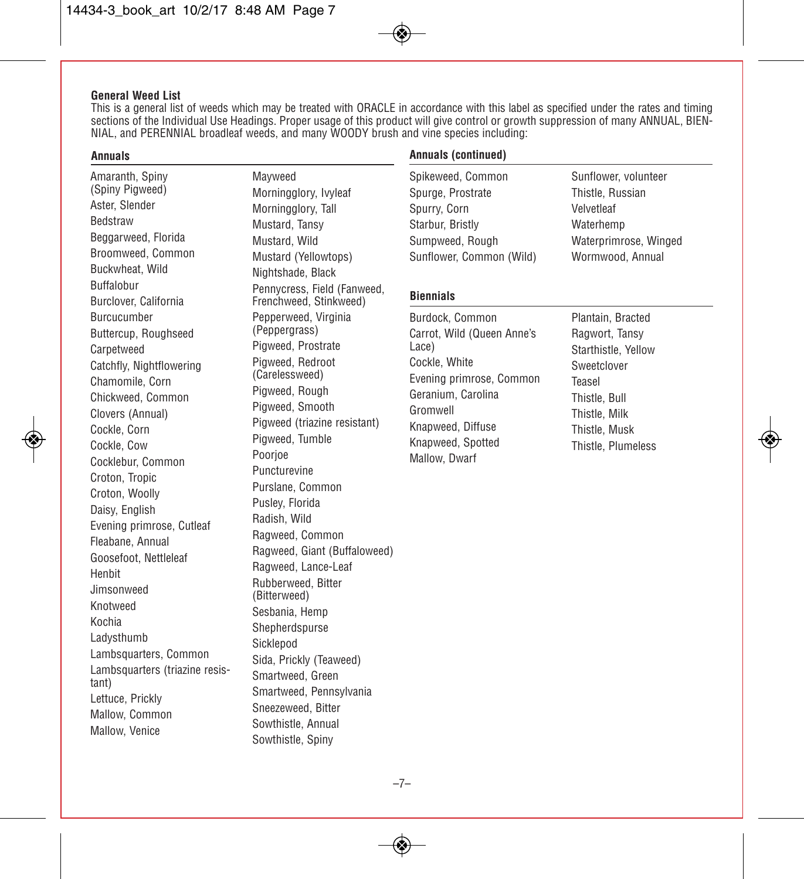## General Weed List

This is a general list of weeds which may be treated with ORACLE in accordance with this label as specified under the rates and timing sections of the Individual Use Headings. Proper usage of this product will give control or growth suppression of many ANNUAL, BIENNIAL, and PERENNIAL broadleaf weeds, and many WOODY brush and vine species including:

### Annuals

- Amaranth, Spiny (Spiny Pigweed)
- Aster, Slender
- Bedstraw
- Beggarweed, Florida
- Broomweed, Common
- Buckwheat, Wild
- Buffalobur
- Burclover, California
- Burcucumber
- Buttercup, Roughseed
- Carpetweed
- Catchfly, Nightflowering
- Chamomile, Corn
- Chickweed, Common
- Clovers (Annual)
- Cockle, Corn
- Cockle, Cow
- Cocklebur, Common
- Croton, Tropic
- Croton, Woolly
- Daisy, English
- Evening primrose, Cutleaf
- Fleabane, Annual
- Goosefoot, Nettleleaf
- Henbit
- Jimsonweed
- Knotweed
- Kochia
- Ladysthumb
- Lambsquarters, Common
- Lambsquarters (triazine resistant)
- Lettuce, Prickly
- Mallow, Common
- Mallow, Venice
- Mayweed
- Morningglory, Ivyleaf
- Morningglory, Tall
- Mustard, Tansy
- Mustard, Wild
- Mustard (Yellowtops)
- Nightshade, Black
- Pennycress, Field (Fanweed, Frenchweed, Stinkweed)
- Pepperweed, Virginia (Peppergrass)
- Pigweed, Prostrate
- Pigweed, Redroot (Carelessweed)
- Pigweed, Rough
- Pigweed, Smooth
- Pigweed (triazine resistant)
- Pigweed, Tumble
- Poorjoe
- Puncturevine
- Purslane, Common
- Pusley, Florida
- Radish, Wild
- Ragweed, Common
- Ragweed, Giant (Buffaloweed)
- Ragweed, Lance-Leaf
- Rubberweed, Bitter (Bitterweed)
- Sesbania, Hemp
- Shepherdspurse
- Sicklepod
- Sida, Prickly (Teaweed)
- Smartweed, Green
- Smartweed, Pennsylvania
- Sneezeweed, Bitter
- Sowthistle, Annual
- Sowthistle, Spiny

### Annuals (continued)

- Spikeweed, Common
- Spurge, Prostrate
- Spurry, Corn
- Starbur, Bristly
- Sumpweed, Rough
- Sunflower, Common (Wild)
- Sunflower, volunteer
- Thistle, Russian
- Velvetleaf
- Waterhemp
- Waterprimrose, Winged
- Wormwood, Annual

### Biennials

- Burdock, Common
- Carrot, Wild (Queen Anne's Lace)
- Cockle, White
- Evening primrose, Common
- Geranium, Carolina
- Gromwell
- Knapweed, Diffuse
- Knapweed, Spotted
- Mallow, Dwarf
- Plantain, Bracted
- Ragwort, Tansy
- Starthistle, Yellow
- Sweetclover
- Teasel
- Thistle, Bull
- Thistle, Milk
- Thistle, Musk
- Thistle, Plumeless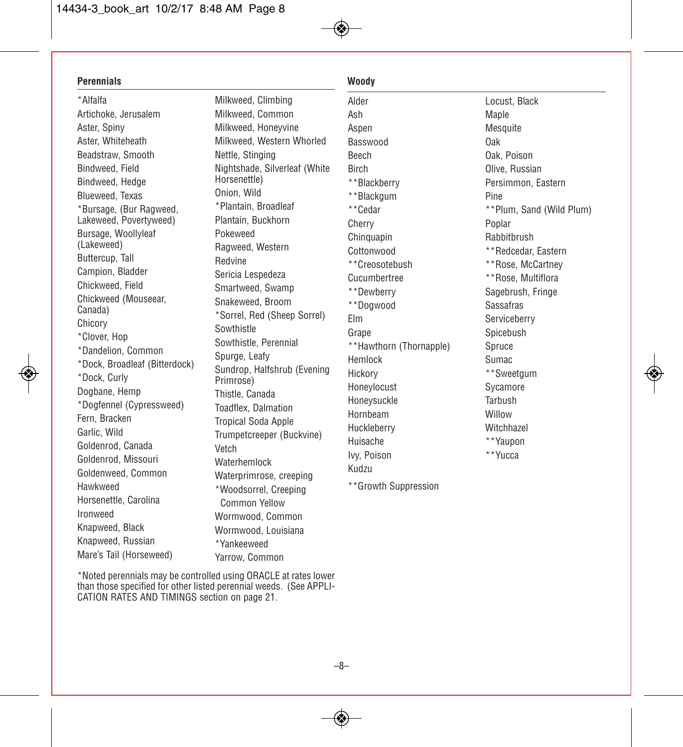## Perennials

*Alfalfa
Artichoke, Jerusalem
Aster, Spiny
Aster, Whiteheath
Beadstraw, Smooth
Bindweed, Field
Bindweed, Hedge
Blueweed, Texas
*Bursage, (Bur Ragweed, Lakeweed, Povertyweed)
Bursage, Woollyleaf (Lakeweed)
Buttercup, Tall
Campion, Bladder
Chickweed, Field
Chickweed (Mouseear, Canada)
Chicory
*Clover, Hop
*Dandelion, Common
*Dock, Broadleaf (Bitterdock)
*Dock, Curly
Dogbane, Hemp
*Dogfennel (Cypressweed)
Fern, Bracken
Garlic, Wild
Goldenrod, Canada
Goldenrod, Missouri
Goldenweed, Common
Hawkweed
Horsenettle, Carolina
Ironweed
Knapweed, Black
Knapweed, Russian
Mare's Tail (Horseweed)
Milkweed, Climbing
Milkweed, Common
Milkweed, Honeyvine
Milkweed, Western Whorled
Nettle, Stinging
Nightshade, Silverleaf (White Horsenettle)
Onion, Wild
*Plantain, Broadleaf
Plantain, Buckhorn
Pokeweed
Ragweed, Western
Redvine
Sericia Lespedeza
Smartweed, Swamp
Snakeweed, Broom
*Sorrel, Red (Sheep Sorrel)
Sowthistle
Sowthistle, Perennial
Spurge, Leafy
Sundrop, Halfshrub (Evening Primrose)
Thistle, Canada
Toadflex, Dalmation
Tropical Soda Apple
Trumpetcreeper (Buckvine)
Vetch
Waterhemlock
Waterprimrose, creeping
*Woodsorrel, Creeping Common Yellow
Wormwood, Common
Wormwood, Louisiana
*Yankeeweed
Yarrow, Common

*Noted perennials may be controlled using ORACLE at rates lower than those specified for other listed perennial weeds. (See APPLICATION RATES AND TIMINGS section on page 21.

## Woody

Alder
Ash
Aspen
Basswood
Beech
Birch
**Blackberry
**Blackgum
**Cedar
Cherry
Chinquapin
Cottonwood
**Creosotebush
Cucumbertree
**Dewberry
**Dogwood
Elm
Grape
**Hawthorn (Thornapple)
Hemlock
Hickory
Honeylocust
Honeysuckle
Hornbeam
Huckleberry
Huisache
Ivy, Poison
Kudzu
Locust, Black
Maple
Mesquite
Oak
Oak, Poison
Olive, Russian
Persimmon, Eastern
Pine
**Plum, Sand (Wild Plum)
Poplar
Rabbitbrush
**Redcedar, Eastern
**Rose, McCartney
**Rose, Multiflora
Sagebrush, Fringe
Sassafras
Serviceberry
Spicebush
Spruce
Sumac
**Sweetgum
Sycamore
Tarbush
Willow
Witchhazel
**Yaupon
**Yucca

**Growth Suppression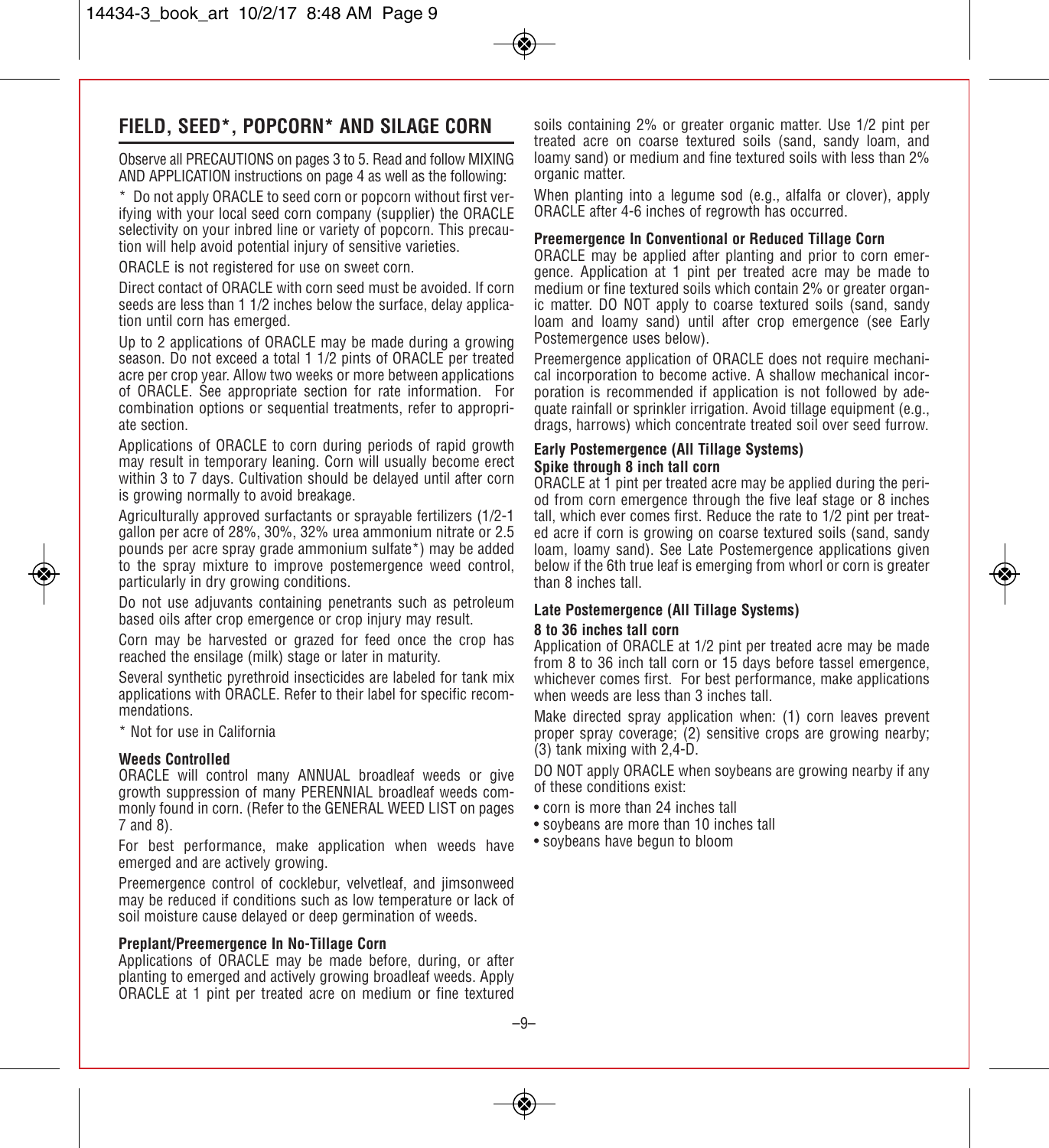## FIELD, SEED*, POPCORN* AND SILAGE CORN

Observe all PRECAUTIONS on pages 3 to 5. Read and follow MIXING AND APPLICATION instructions on page 4 as well as the following:

* Do not apply ORACLE to seed corn or popcorn without first verifying with your local seed corn company (supplier) the ORACLE selectivity on your inbred line or variety of popcorn. This precaution will help avoid potential injury of sensitive varieties.

ORACLE is not registered for use on sweet corn.

Direct contact of ORACLE with corn seed must be avoided. If corn seeds are less than 1 1/2 inches below the surface, delay application until corn has emerged.

Up to 2 applications of ORACLE may be made during a growing season. Do not exceed a total 1 1/2 pints of ORACLE per treated acre per crop year. Allow two weeks or more between applications of ORACLE. See appropriate section for rate information. For combination options or sequential treatments, refer to appropriate section.

Applications of ORACLE to corn during periods of rapid growth may result in temporary leaning. Corn will usually become erect within 3 to 7 days. Cultivation should be delayed until after corn is growing normally to avoid breakage.

Agriculturally approved surfactants or sprayable fertilizers (1/2-1 gallon per acre of 28%, 30%, 32% urea ammonium nitrate or 2.5 pounds per acre spray grade ammonium sulfate*) may be added to the spray mixture to improve postemergence weed control, particularly in dry growing conditions.

Do not use adjuvants containing penetrants such as petroleum based oils after crop emergence or crop injury may result.

Corn may be harvested or grazed for feed once the crop has reached the ensilage (milk) stage or later in maturity.

Several synthetic pyrethroid insecticides are labeled for tank mix applications with ORACLE. Refer to their label for specific recommendations.

* Not for use in California

### Weeds Controlled

ORACLE will control many ANNUAL broadleaf weeds or give growth suppression of many PERENNIAL broadleaf weeds commonly found in corn. (Refer to the GENERAL WEED LIST on pages 7 and 8).

For best performance, make application when weeds have emerged and are actively growing.

Preemergence control of cocklebur, velvetleaf, and jimsonweed may be reduced if conditions such as low temperature or lack of soil moisture cause delayed or deep germination of weeds.

### Preplant/Preemergence In No-Tillage Corn

Applications of ORACLE may be made before, during, or after planting to emerged and actively growing broadleaf weeds. Apply ORACLE at 1 pint per treated acre on medium or fine textured soils containing 2% or greater organic matter. Use 1/2 pint per treated acre on coarse textured soils (sand, sandy loam, and loamy sand) or medium and fine textured soils with less than 2% organic matter.

When planting into a legume sod (e.g., alfalfa or clover), apply ORACLE after 4-6 inches of regrowth has occurred.

### Preemergence In Conventional or Reduced Tillage Corn

ORACLE may be applied after planting and prior to corn emergence. Application at 1 pint per treated acre may be made to medium or fine textured soils which contain 2% or greater organic matter. DO NOT apply to coarse textured soils (sand, sandy loam and loamy sand) until after crop emergence (see Early Postemergence uses below).

Preemergence application of ORACLE does not require mechanical incorporation to become active. A shallow mechanical incorporation is recommended if application is not followed by adequate rainfall or sprinkler irrigation. Avoid tillage equipment (e.g., drags, harrows) which concentrate treated soil over seed furrow.

### Early Postemergence (All Tillage Systems)
### Spike through 8 inch tall corn

ORACLE at 1 pint per treated acre may be applied during the period from corn emergence through the five leaf stage or 8 inches tall, which ever comes first. Reduce the rate to 1/2 pint per treated acre if corn is growing on coarse textured soils (sand, sandy loam, loamy sand). See Late Postemergence applications given below if the 6th true leaf is emerging from whorl or corn is greater than 8 inches tall.

### Late Postemergence (All Tillage Systems)
### 8 to 36 inches tall corn

Application of ORACLE at 1/2 pint per treated acre may be made from 8 to 36 inch tall corn or 15 days before tassel emergence, whichever comes first. For best performance, make applications when weeds are less than 3 inches tall.

Make directed spray application when: (1) corn leaves prevent proper spray coverage; (2) sensitive crops are growing nearby; (3) tank mixing with 2,4-D.

DO NOT apply ORACLE when soybeans are growing nearby if any of these conditions exist:

- corn is more than 24 inches tall
- soybeans are more than 10 inches tall
- soybeans have begun to bloom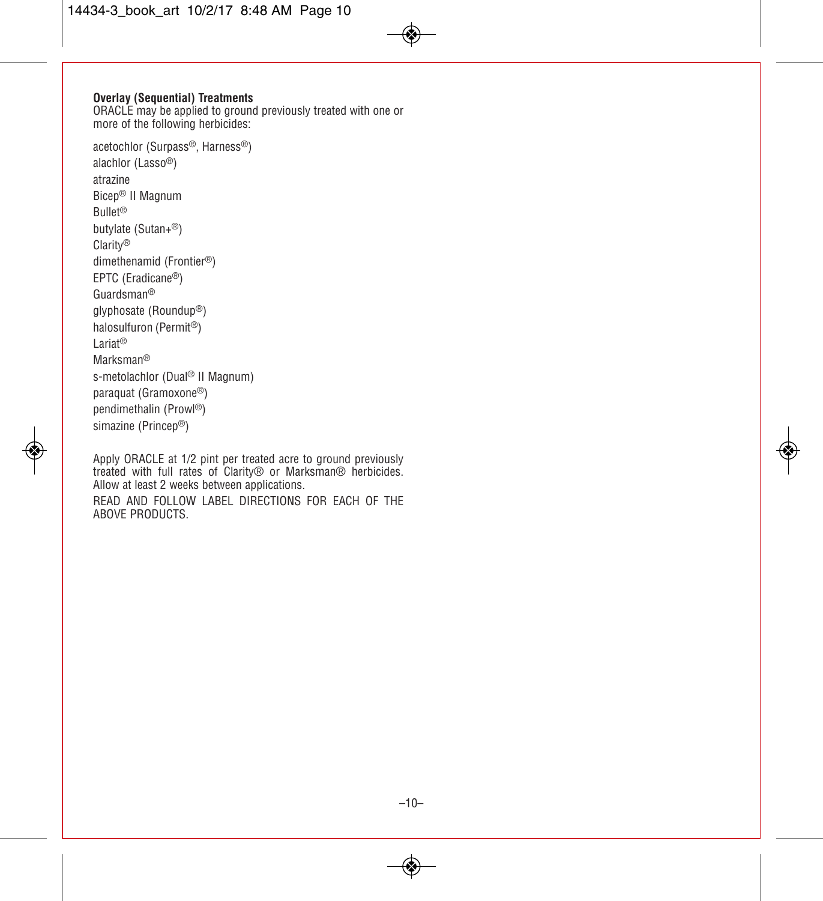**Overlay (Sequential) Treatments**

ORACLE may be applied to ground previously treated with one or more of the following herbicides:

acetochlor (Surpass®, Harness®)
alachlor (Lasso®)
atrazine
Bicep® II Magnum
Bullet®
butylate (Sutan+®)
Clarity®
dimethenamid (Frontier®)
EPTC (Eradicane®)
Guardsman®
glyphosate (Roundup®)
halosulfuron (Permit®)
Lariat®
Marksman®
s-metolachlor (Dual® II Magnum)
paraquat (Gramoxone®)
pendimethalin (Prowl®)
simazine (Princep®)

Apply ORACLE at 1/2 pint per treated acre to ground previously treated with full rates of Clarity® or Marksman® herbicides. Allow at least 2 weeks between applications.

READ AND FOLLOW LABEL DIRECTIONS FOR EACH OF THE ABOVE PRODUCTS.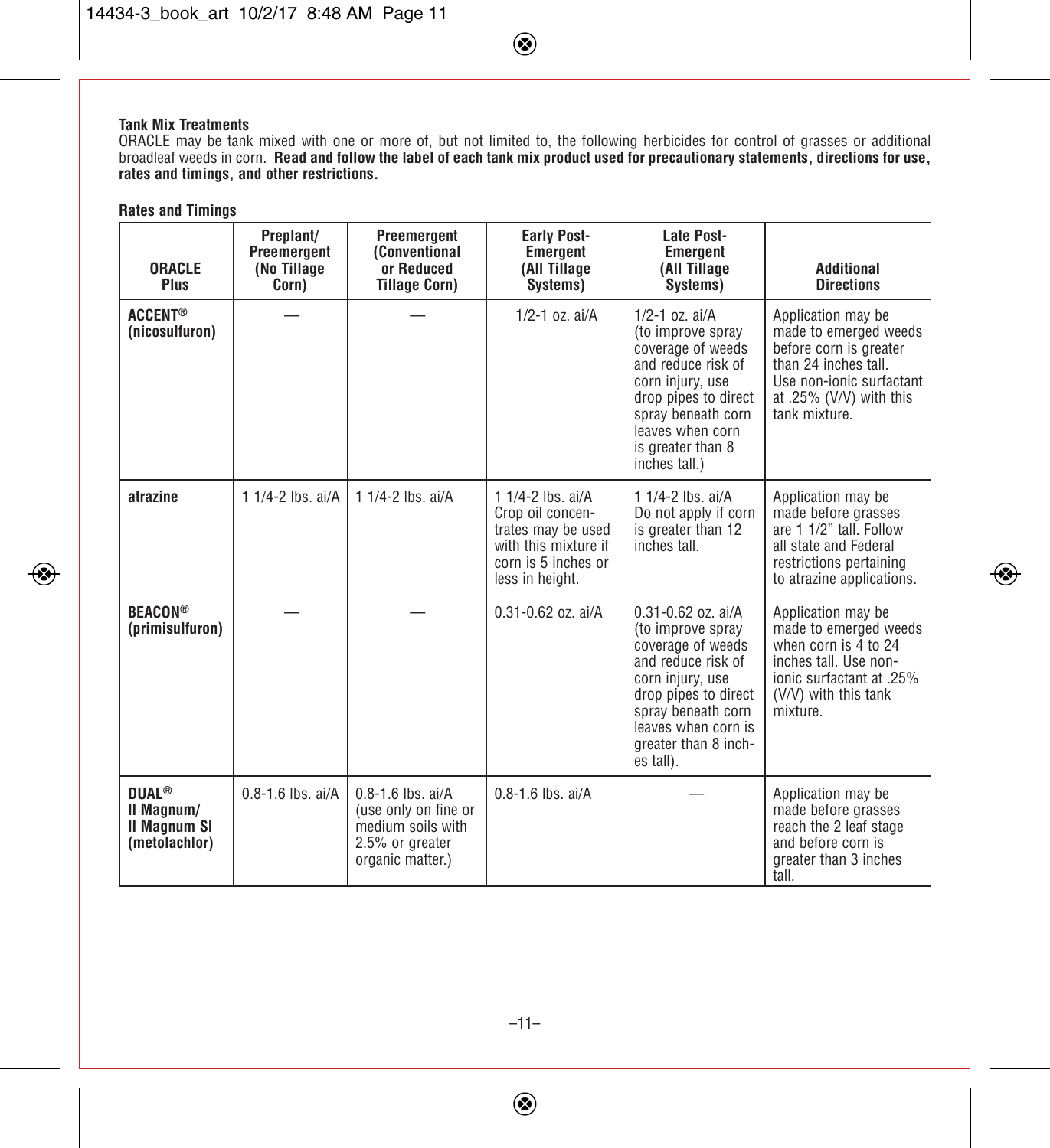### Tank Mix Treatments

ORACLE may be tank mixed with one or more of, but not limited to, the following herbicides for control of grasses or additional broadleaf weeds in corn. **Read and follow the label of each tank mix product used for precautionary statements, directions for use, rates and timings, and other restrictions.**

### Rates and Timings

| ORACLE Plus | Preplant/ Preemergent (No Tillage Corn) | Preemergent (Conventional or Reduced Tillage Corn) | Early Post-Emergent (All Tillage Systems) | Late Post-Emergent (All Tillage Systems) | Additional Directions |
|---|---|---|---|---|---|
| **ACCENT® (nicosulfuron)** | — | — | 1/2-1 oz. ai/A | 1/2-1 oz. ai/A (to improve spray coverage of weeds and reduce risk of corn injury, use drop pipes to direct spray beneath corn leaves when corn is greater than 8 inches tall.) | Application may be made to emerged weeds before corn is greater than 24 inches tall. Use non-ionic surfactant at .25% (V/V) with this tank mixture. |
| **atrazine** | 1 1/4-2 lbs. ai/A | 1 1/4-2 lbs. ai/A | 1 1/4-2 lbs. ai/A Crop oil concentrates may be used with this mixture if corn is 5 inches or less in height. | 1 1/4-2 lbs. ai/A Do not apply if corn is greater than 12 inches tall. | Application may be made before grasses are 1 1/2" tall. Follow all state and Federal restrictions pertaining to atrazine applications. |
| **BEACON® (primisulfuron)** | — | — | 0.31-0.62 oz. ai/A | 0.31-0.62 oz. ai/A (to improve spray coverage of weeds and reduce risk of corn injury, use drop pipes to direct spray beneath corn leaves when corn is greater than 8 inches tall). | Application may be made to emerged weeds when corn is 4 to 24 inches tall. Use non-ionic surfactant at .25% (V/V) with this tank mixture. |
| **DUAL® II Magnum/ II Magnum SI (metolachlor)** | 0.8-1.6 lbs. ai/A | 0.8-1.6 lbs. ai/A (use only on fine or medium soils with 2.5% or greater organic matter.) | 0.8-1.6 lbs. ai/A | — | Application may be made before grasses reach the 2 leaf stage and before corn is greater than 3 inches tall. |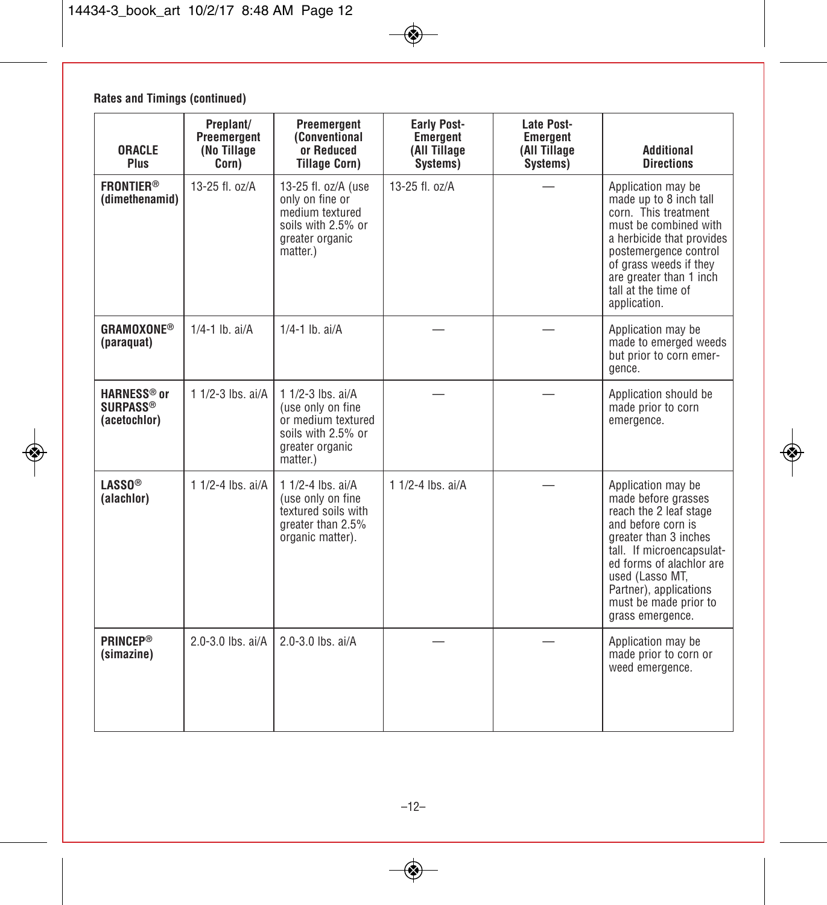**Rates and Timings (continued)**

| ORACLE Plus | Preplant/ Preemergent (No Tillage Corn) | Preemergent (Conventional or Reduced Tillage Corn) | Early Post-Emergent (All Tillage Systems) | Late Post-Emergent (All Tillage Systems) | Additional Directions |
|---|---|---|---|---|---|
| **FRONTIER® (dimethenamid)** | 13-25 fl. oz/A | 13-25 fl. oz/A (use only on fine or medium textured soils with 2.5% or greater organic matter.) | 13-25 fl. oz/A | — | Application may be made up to 8 inch tall corn. This treatment must be combined with a herbicide that provides postemergence control of grass weeds if they are greater than 1 inch tall at the time of application. |
| **GRAMOXONE® (paraquat)** | 1/4-1 lb. ai/A | 1/4-1 lb. ai/A | — | — | Application may be made to emerged weeds but prior to corn emergence. |
| **HARNESS® or SURPASS® (acetochlor)** | 1 1/2-3 lbs. ai/A | 1 1/2-3 lbs. ai/A (use only on fine or medium textured soils with 2.5% or greater organic matter.) | — | — | Application should be made prior to corn emergence. |
| **LASSO® (alachlor)** | 1 1/2-4 lbs. ai/A | 1 1/2-4 lbs. ai/A (use only on fine textured soils with greater than 2.5% organic matter). | 1 1/2-4 lbs. ai/A | — | Application may be made before grasses reach the 2 leaf stage and before corn is greater than 3 inches tall. If microencapsulated forms of alachlor are used (Lasso MT, Partner), applications must be made prior to grass emergence. |
| **PRINCEP® (simazine)** | 2.0-3.0 lbs. ai/A | 2.0-3.0 lbs. ai/A | — | — | Application may be made prior to corn or weed emergence. |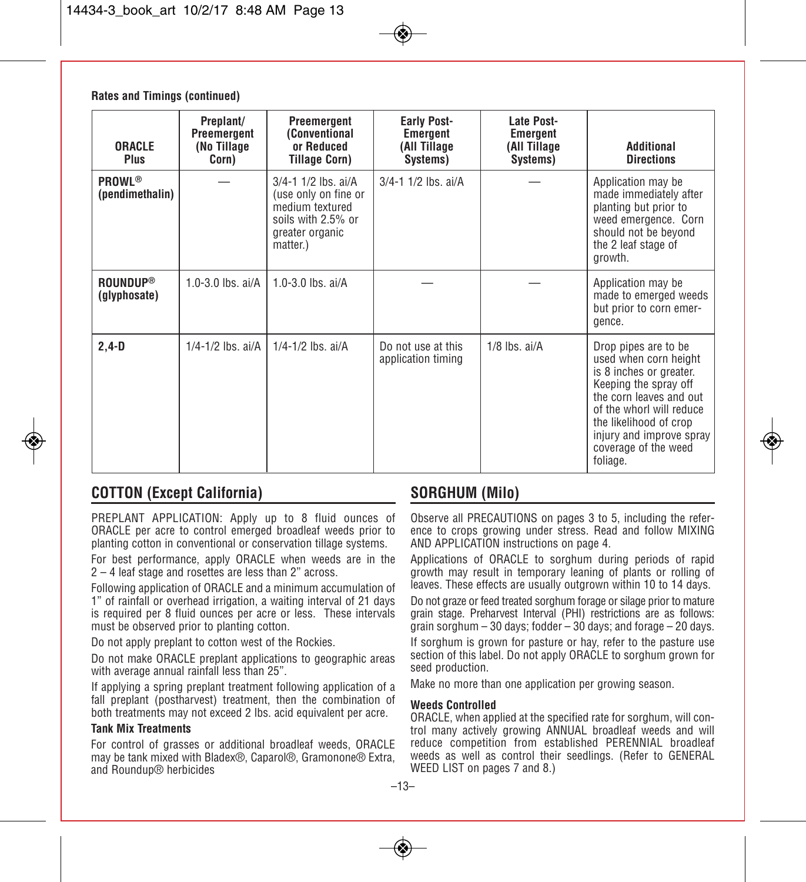**Rates and Timings (continued)**

| ORACLE Plus | Preplant/ Preemergent (No Tillage Corn) | Preemergent (Conventional or Reduced Tillage Corn) | Early Post-Emergent (All Tillage Systems) | Late Post-Emergent (All Tillage Systems) | Additional Directions |
|---|---|---|---|---|---|
| **PROWL® (pendimethalin)** | — | 3/4-1 1/2 lbs. ai/A (use only on fine or medium textured soils with 2.5% or greater organic matter.) | 3/4-1 1/2 lbs. ai/A | — | Application may be made immediately after planting but prior to weed emergence. Corn should not be beyond the 2 leaf stage of growth. |
| **ROUNDUP® (glyphosate)** | 1.0-3.0 lbs. ai/A | 1.0-3.0 lbs. ai/A | — | — | Application may be made to emerged weeds but prior to corn emergence. |
| **2,4-D** | 1/4-1/2 lbs. ai/A | 1/4-1/2 lbs. ai/A | Do not use at this application timing | 1/8 lbs. ai/A | Drop pipes are to be used when corn height is 8 inches or greater. Keeping the spray off the corn leaves and out of the whorl will reduce the likelihood of crop injury and improve spray coverage of the weed foliage. |

## COTTON (Except California)

PREPLANT APPLICATION: Apply up to 8 fluid ounces of ORACLE per acre to control emerged broadleaf weeds prior to planting cotton in conventional or conservation tillage systems.

For best performance, apply ORACLE when weeds are in the 2 – 4 leaf stage and rosettes are less than 2" across.

Following application of ORACLE and a minimum accumulation of 1" of rainfall or overhead irrigation, a waiting interval of 21 days is required per 8 fluid ounces per acre or less. These intervals must be observed prior to planting cotton.

Do not apply preplant to cotton west of the Rockies.

Do not make ORACLE preplant applications to geographic areas with average annual rainfall less than 25".

If applying a spring preplant treatment following application of a fall preplant (postharvest) treatment, then the combination of both treatments may not exceed 2 lbs. acid equivalent per acre.

### Tank Mix Treatments

For control of grasses or additional broadleaf weeds, ORACLE may be tank mixed with Bladex®, Caparol®, Gramonone® Extra, and Roundup® herbicides

## SORGHUM (Milo)

Observe all PRECAUTIONS on pages 3 to 5, including the reference to crops growing under stress. Read and follow MIXING AND APPLICATION instructions on page 4.

Applications of ORACLE to sorghum during periods of rapid growth may result in temporary leaning of plants or rolling of leaves. These effects are usually outgrown within 10 to 14 days.

Do not graze or feed treated sorghum forage or silage prior to mature grain stage. Preharvest Interval (PHI) restrictions are as follows: grain sorghum – 30 days; fodder – 30 days; and forage – 20 days.

If sorghum is grown for pasture or hay, refer to the pasture use section of this label. Do not apply ORACLE to sorghum grown for seed production.

Make no more than one application per growing season.

### Weeds Controlled

ORACLE, when applied at the specified rate for sorghum, will control many actively growing ANNUAL broadleaf weeds and will reduce competition from established PERENNIAL broadleaf weeds as well as control their seedlings. (Refer to GENERAL WEED LIST on pages 7 and 8.)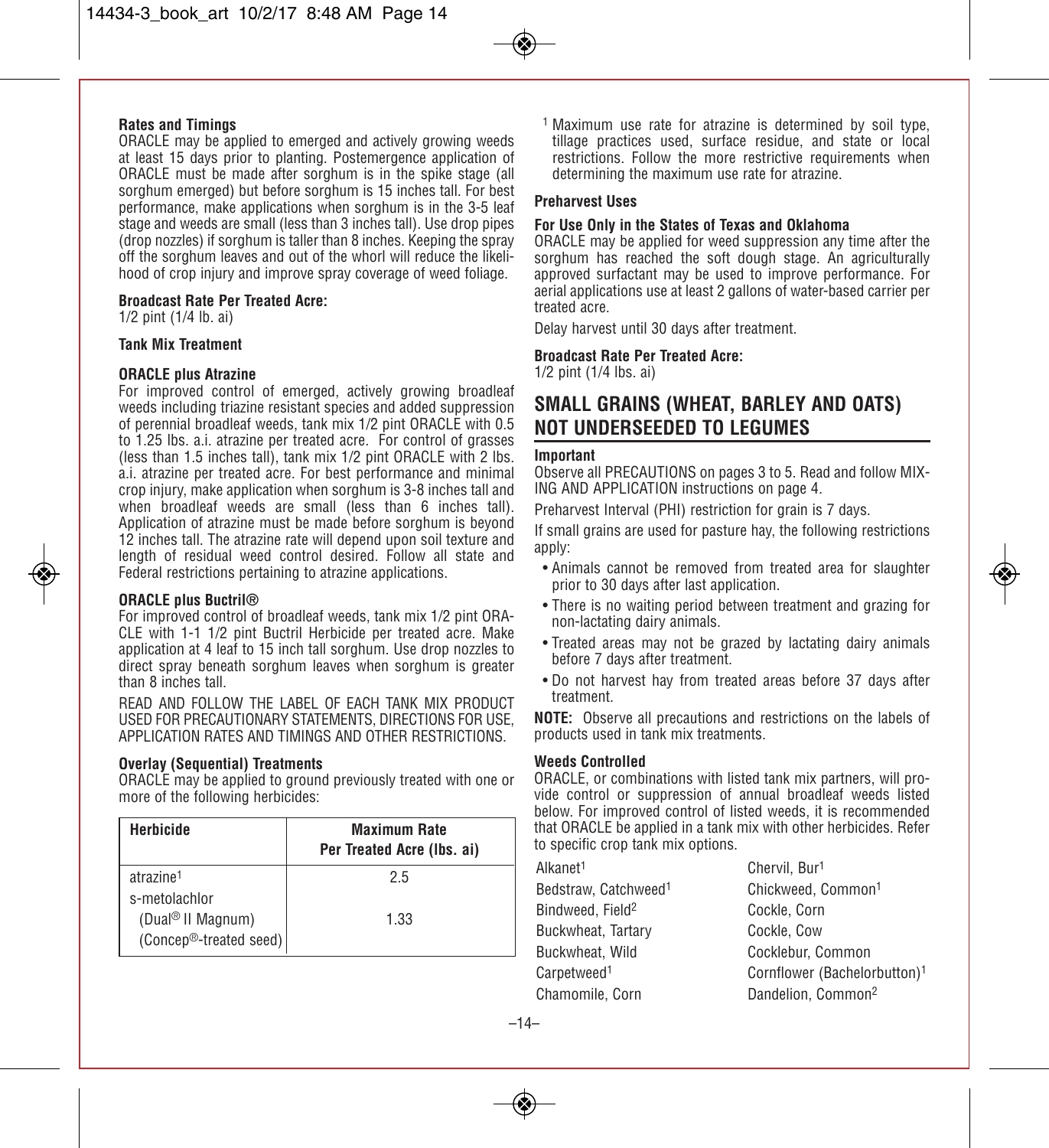**Rates and Timings**

ORACLE may be applied to emerged and actively growing weeds at least 15 days prior to planting. Postemergence application of ORACLE must be made after sorghum is in the spike stage (all sorghum emerged) but before sorghum is 15 inches tall. For best performance, make applications when sorghum is in the 3-5 leaf stage and weeds are small (less than 3 inches tall). Use drop pipes (drop nozzles) if sorghum is taller than 8 inches. Keeping the spray off the sorghum leaves and out of the whorl will reduce the likelihood of crop injury and improve spray coverage of weed foliage.

**Broadcast Rate Per Treated Acre:**
1/2 pint (1/4 lb. ai)

**Tank Mix Treatment**

**ORACLE plus Atrazine**

For improved control of emerged, actively growing broadleaf weeds including triazine resistant species and added suppression of perennial broadleaf weeds, tank mix 1/2 pint ORACLE with 0.5 to 1.25 lbs. a.i. atrazine per treated acre. For control of grasses (less than 1.5 inches tall), tank mix 1/2 pint ORACLE with 2 lbs. a.i. atrazine per treated acre. For best performance and minimal crop injury, make application when sorghum is 3-8 inches tall and when broadleaf weeds are small (less than 6 inches tall). Application of atrazine must be made before sorghum is beyond 12 inches tall. The atrazine rate will depend upon soil texture and length of residual weed control desired. Follow all state and Federal restrictions pertaining to atrazine applications.

**ORACLE plus Buctril®**

For improved control of broadleaf weeds, tank mix 1/2 pint ORACLE with 1-1 1/2 pint Buctril Herbicide per treated acre. Make application at 4 leaf to 15 inch tall sorghum. Use drop nozzles to direct spray beneath sorghum leaves when sorghum is greater than 8 inches tall.

READ AND FOLLOW THE LABEL OF EACH TANK MIX PRODUCT USED FOR PRECAUTIONARY STATEMENTS, DIRECTIONS FOR USE, APPLICATION RATES AND TIMINGS AND OTHER RESTRICTIONS.

**Overlay (Sequential) Treatments**

ORACLE may be applied to ground previously treated with one or more of the following herbicides:

| Herbicide | Maximum Rate Per Treated Acre (lbs. ai) |
|---|---|
| atrazine[1] | 2.5 |
| s-metolachlor (Dual® II Magnum) (Concep®-treated seed) | 1.33 |

[1] Maximum use rate for atrazine is determined by soil type, tillage practices used, surface residue, and state or local restrictions. Follow the more restrictive requirements when determining the maximum use rate for atrazine.

**Preharvest Uses**

**For Use Only in the States of Texas and Oklahoma**

ORACLE may be applied for weed suppression any time after the sorghum has reached the soft dough stage. An agriculturally approved surfactant may be used to improve performance. For aerial applications use at least 2 gallons of water-based carrier per treated acre.

Delay harvest until 30 days after treatment.

**Broadcast Rate Per Treated Acre:**
1/2 pint (1/4 lbs. ai)

## SMALL GRAINS (WHEAT, BARLEY AND OATS) NOT UNDERSEEDED TO LEGUMES

**Important**

Observe all PRECAUTIONS on pages 3 to 5. Read and follow MIXING AND APPLICATION instructions on page 4.

Preharvest Interval (PHI) restriction for grain is 7 days.

If small grains are used for pasture hay, the following restrictions apply:

- Animals cannot be removed from treated area for slaughter prior to 30 days after last application.
- There is no waiting period between treatment and grazing for non-lactating dairy animals.
- Treated areas may not be grazed by lactating dairy animals before 7 days after treatment.
- Do not harvest hay from treated areas before 37 days after treatment.

**NOTE:** Observe all precautions and restrictions on the labels of products used in tank mix treatments.

**Weeds Controlled**

ORACLE, or combinations with listed tank mix partners, will provide control or suppression of annual broadleaf weeds listed below. For improved control of listed weeds, it is recommended that ORACLE be applied in a tank mix with other herbicides. Refer to specific crop tank mix options.

Alkanet[1]
Bedstraw, Catchweed[1]
Bindweed, Field[2]
Buckwheat, Tartary
Buckwheat, Wild
Carpetweed[1]
Chamomile, Corn
Chervil, Bur[1]
Chickweed, Common[1]
Cockle, Corn
Cockle, Cow
Cocklebur, Common
Cornflower (Bachelorbutton)[1]
Dandelion, Common[2]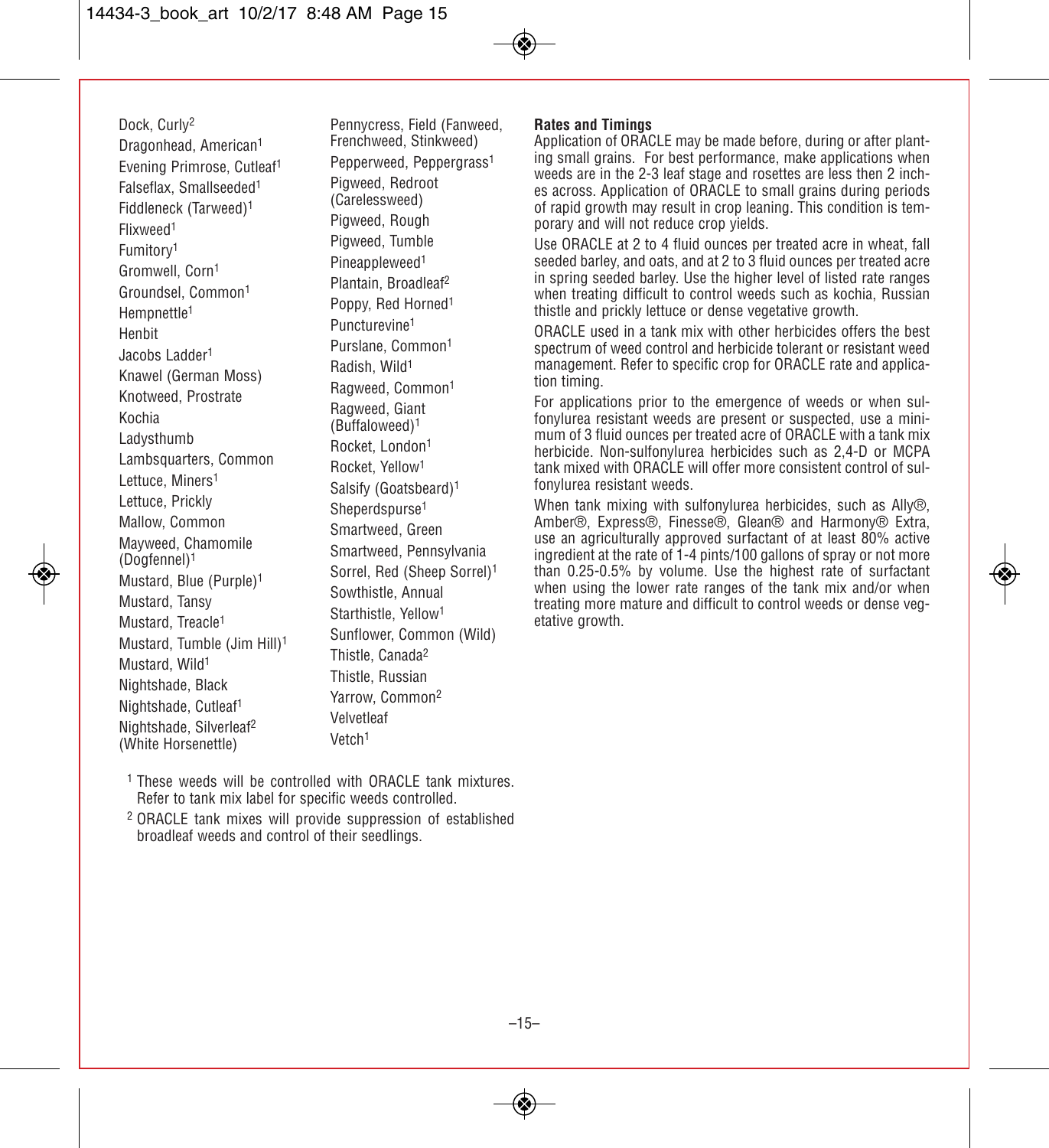Dock, Curly[2]
Dragonhead, American[1]
Evening Primrose, Cutleaf[1]
Falseflax, Smallseeded[1]
Fiddleneck (Tarweed)[1]
Flixweed[1]
Fumitory[1]
Gromwell, Corn[1]
Groundsel, Common[1]
Hempnettle[1]
Henbit
Jacobs Ladder[1]
Knawel (German Moss)
Knotweed, Prostrate
Kochia
Ladysthumb
Lambsquarters, Common
Lettuce, Miners[1]
Lettuce, Prickly
Mallow, Common
Mayweed, Chamomile (Dogfennel)[1]
Mustard, Blue (Purple)[1]
Mustard, Tansy
Mustard, Treacle[1]
Mustard, Tumble (Jim Hill)[1]
Mustard, Wild[1]
Nightshade, Black
Nightshade, Cutleaf[1]
Nightshade, Silverleaf[2] (White Horsenettle)
Pennycress, Field (Fanweed, Frenchweed, Stinkweed)
Pepperweed, Peppergrass[1]
Pigweed, Redroot (Carelessweed)
Pigweed, Rough
Pigweed, Tumble
Pineappleweed[1]
Plantain, Broadleaf[2]
Poppy, Red Horned[1]
Puncturevine[1]
Purslane, Common[1]
Radish, Wild[1]
Ragweed, Common[1]
Ragweed, Giant (Buffaloweed)[1]
Rocket, London[1]
Rocket, Yellow[1]
Salsify (Goatsbeard)[1]
Sheperdspurse[1]
Smartweed, Green
Smartweed, Pennsylvania
Sorrel, Red (Sheep Sorrel)[1]
Sowthistle, Annual
Starthistle, Yellow[1]
Sunflower, Common (Wild)
Thistle, Canada[2]
Thistle, Russian
Yarrow, Common[2]
Velvetleaf
Vetch[1]

[1] These weeds will be controlled with ORACLE tank mixtures. Refer to tank mix label for specific weeds controlled.

[2] ORACLE tank mixes will provide suppression of established broadleaf weeds and control of their seedlings.

**Rates and Timings**

Application of ORACLE may be made before, during or after planting small grains. For best performance, make applications when weeds are in the 2-3 leaf stage and rosettes are less then 2 inches across. Application of ORACLE to small grains during periods of rapid growth may result in crop leaning. This condition is temporary and will not reduce crop yields.

Use ORACLE at 2 to 4 fluid ounces per treated acre in wheat, fall seeded barley, and oats, and at 2 to 3 fluid ounces per treated acre in spring seeded barley. Use the higher level of listed rate ranges when treating difficult to control weeds such as kochia, Russian thistle and prickly lettuce or dense vegetative growth.

ORACLE used in a tank mix with other herbicides offers the best spectrum of weed control and herbicide tolerant or resistant weed management. Refer to specific crop for ORACLE rate and application timing.

For applications prior to the emergence of weeds or when sulfonylurea resistant weeds are present or suspected, use a minimum of 3 fluid ounces per treated acre of ORACLE with a tank mix herbicide. Non-sulfonylurea herbicides such as 2,4-D or MCPA tank mixed with ORACLE will offer more consistent control of sulfonylurea resistant weeds.

When tank mixing with sulfonylurea herbicides, such as Ally®, Amber®, Express®, Finesse®, Glean® and Harmony® Extra, use an agriculturally approved surfactant of at least 80% active ingredient at the rate of 1-4 pints/100 gallons of spray or not more than 0.25-0.5% by volume. Use the highest rate of surfactant when using the lower rate ranges of the tank mix and/or when treating more mature and difficult to control weeds or dense vegetative growth.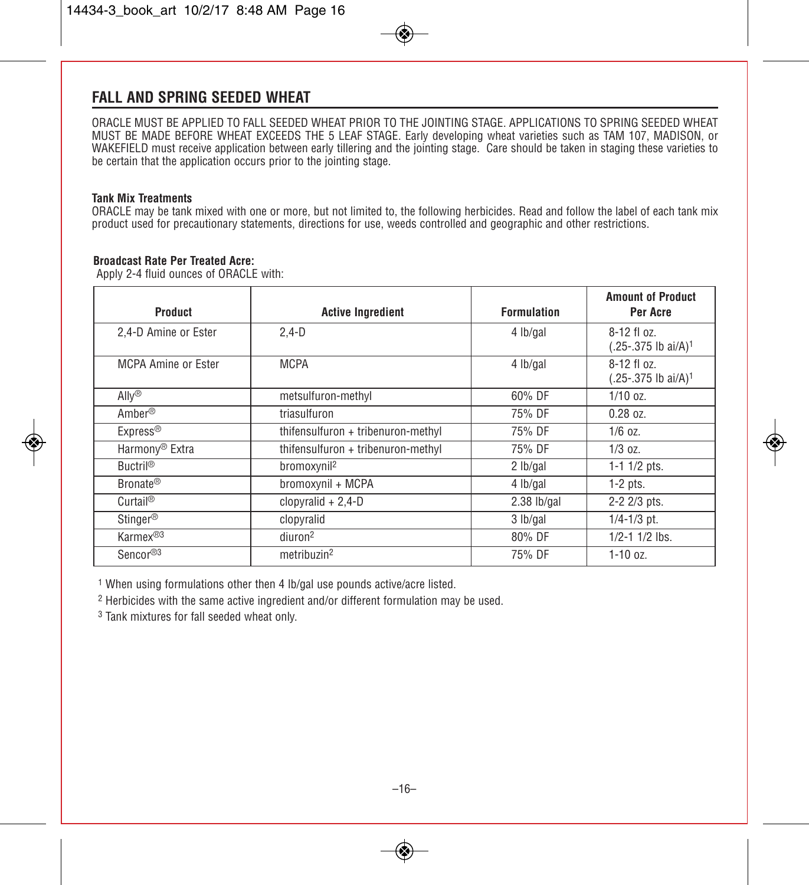## FALL AND SPRING SEEDED WHEAT

ORACLE MUST BE APPLIED TO FALL SEEDED WHEAT PRIOR TO THE JOINTING STAGE. APPLICATIONS TO SPRING SEEDED WHEAT MUST BE MADE BEFORE WHEAT EXCEEDS THE 5 LEAF STAGE. Early developing wheat varieties such as TAM 107, MADISON, or WAKEFIELD must receive application between early tillering and the jointing stage. Care should be taken in staging these varieties to be certain that the application occurs prior to the jointing stage.

**Tank Mix Treatments**

ORACLE may be tank mixed with one or more, but not limited to, the following herbicides. Read and follow the label of each tank mix product used for precautionary statements, directions for use, weeds controlled and geographic and other restrictions.

**Broadcast Rate Per Treated Acre:**

Apply 2-4 fluid ounces of ORACLE with:

| Product | Active Ingredient | Formulation | Amount of Product Per Acre |
|---|---|---|---|
| 2,4-D Amine or Ester | 2,4-D | 4 lb/gal | 8-12 fl oz. (.25-.375 lb ai/A)[1] |
| MCPA Amine or Ester | MCPA | 4 lb/gal | 8-12 fl oz. (.25-.375 lb ai/A)[1] |
| Ally® | metsulfuron-methyl | 60% DF | 1/10 oz. |
| Amber® | triasulfuron | 75% DF | 0.28 oz. |
| Express® | thifensulfuron + tribenuron-methyl | 75% DF | 1/6 oz. |
| Harmony® Extra | thifensulfuron + tribenuron-methyl | 75% DF | 1/3 oz. |
| Buctril® | bromoxynil[2] | 2 lb/gal | 1-1 1/2 pts. |
| Bronate® | bromoxynil + MCPA | 4 lb/gal | 1-2 pts. |
| Curtail® | clopyralid + 2,4-D | 2.38 lb/gal | 2-2 2/3 pts. |
| Stinger® | clopyralid | 3 lb/gal | 1/4-1/3 pt. |
| Karmex®[3] | diuron[2] | 80% DF | 1/2-1 1/2 lbs. |
| Sencor®[3] | metribuzin[2] | 75% DF | 1-10 oz. |

[1] When using formulations other then 4 lb/gal use pounds active/acre listed.

[2] Herbicides with the same active ingredient and/or different formulation may be used.

[3] Tank mixtures for fall seeded wheat only.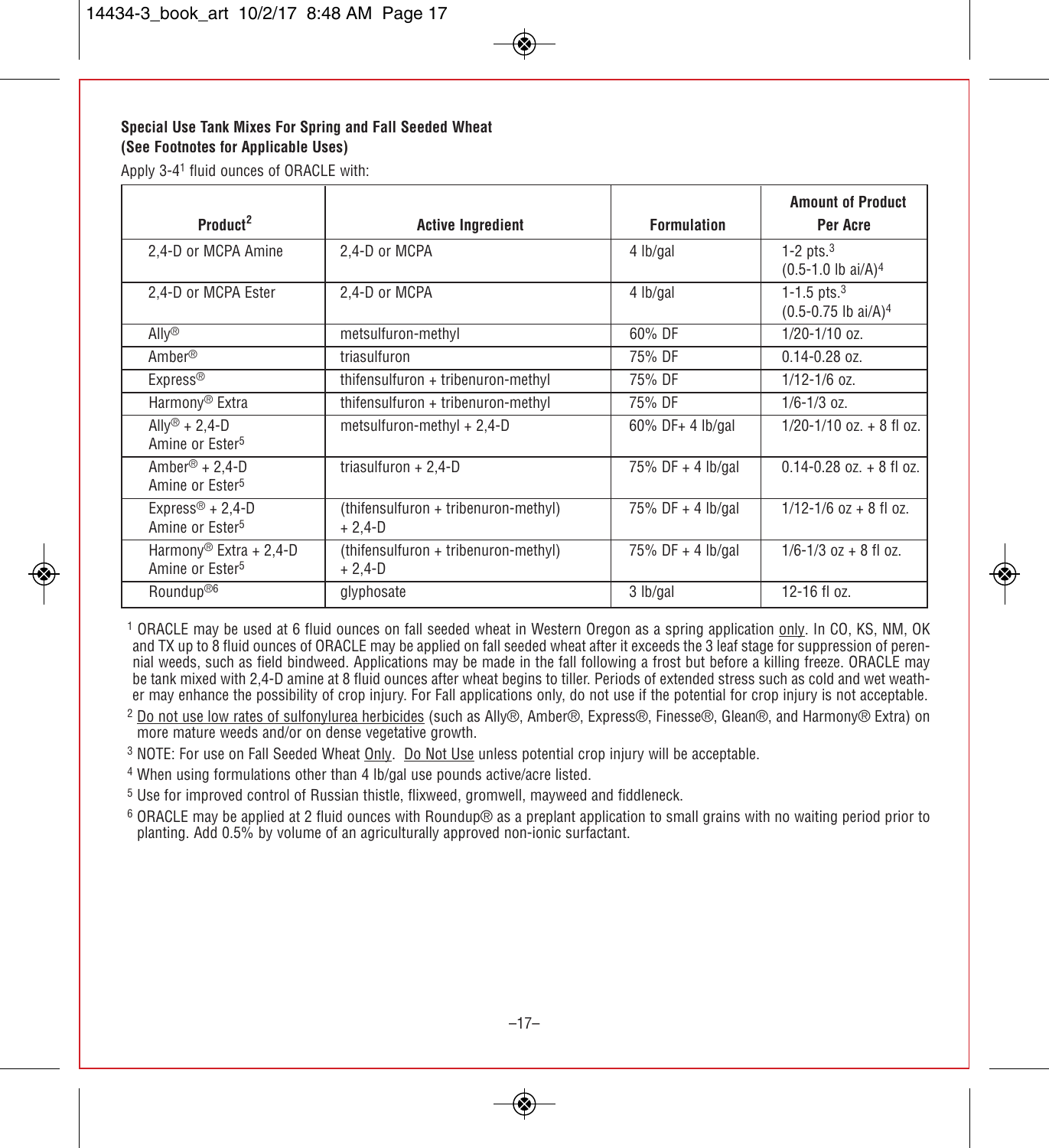**Special Use Tank Mixes For Spring and Fall Seeded Wheat**
**(See Footnotes for Applicable Uses)**

Apply 3-4[1] fluid ounces of ORACLE with:

| Product[2] | Active Ingredient | Formulation | Amount of Product Per Acre |
|---|---|---|---|
| 2,4-D or MCPA Amine | 2,4-D or MCPA | 4 lb/gal | 1-2 pts.[3] (0.5-1.0 lb ai/A)[4] |
| 2,4-D or MCPA Ester | 2,4-D or MCPA | 4 lb/gal | 1-1.5 pts.[3] (0.5-0.75 lb ai/A)[4] |
| Ally® | metsulfuron-methyl | 60% DF | 1/20-1/10 oz. |
| Amber® | triasulfuron | 75% DF | 0.14-0.28 oz. |
| Express® | thifensulfuron + tribenuron-methyl | 75% DF | 1/12-1/6 oz. |
| Harmony® Extra | thifensulfuron + tribenuron-methyl | 75% DF | 1/6-1/3 oz. |
| Ally® + 2,4-D Amine or Ester[5] | metsulfuron-methyl + 2,4-D | 60% DF+ 4 lb/gal | 1/20-1/10 oz. + 8 fl oz. |
| Amber® + 2,4-D Amine or Ester[5] | triasulfuron + 2,4-D | 75% DF + 4 lb/gal | 0.14-0.28 oz. + 8 fl oz. |
| Express® + 2,4-D Amine or Ester[5] | (thifensulfuron + tribenuron-methyl) + 2,4-D | 75% DF + 4 lb/gal | 1/12-1/6 oz + 8 fl oz. |
| Harmony® Extra + 2,4-D Amine or Ester[5] | (thifensulfuron + tribenuron-methyl) + 2,4-D | 75% DF + 4 lb/gal | 1/6-1/3 oz + 8 fl oz. |
| Roundup®[6] | glyphosate | 3 lb/gal | 12-16 fl oz. |

[1] ORACLE may be used at 6 fluid ounces on fall seeded wheat in Western Oregon as a spring application only. In CO, KS, NM, OK and TX up to 8 fluid ounces of ORACLE may be applied on fall seeded wheat after it exceeds the 3 leaf stage for suppression of perennial weeds, such as field bindweed. Applications may be made in the fall following a frost but before a killing freeze. ORACLE may be tank mixed with 2,4-D amine at 8 fluid ounces after wheat begins to tiller. Periods of extended stress such as cold and wet weather may enhance the possibility of crop injury. For Fall applications only, do not use if the potential for crop injury is not acceptable.

[2] Do not use low rates of sulfonylurea herbicides (such as Ally®, Amber®, Express®, Finesse®, Glean®, and Harmony® Extra) on more mature weeds and/or on dense vegetative growth.

[3] NOTE: For use on Fall Seeded Wheat Only. Do Not Use unless potential crop injury will be acceptable.

[4] When using formulations other than 4 lb/gal use pounds active/acre listed.

[5] Use for improved control of Russian thistle, flixweed, gromwell, mayweed and fiddleneck.

[6] ORACLE may be applied at 2 fluid ounces with Roundup® as a preplant application to small grains with no waiting period prior to planting. Add 0.5% by volume of an agriculturally approved non-ionic surfactant.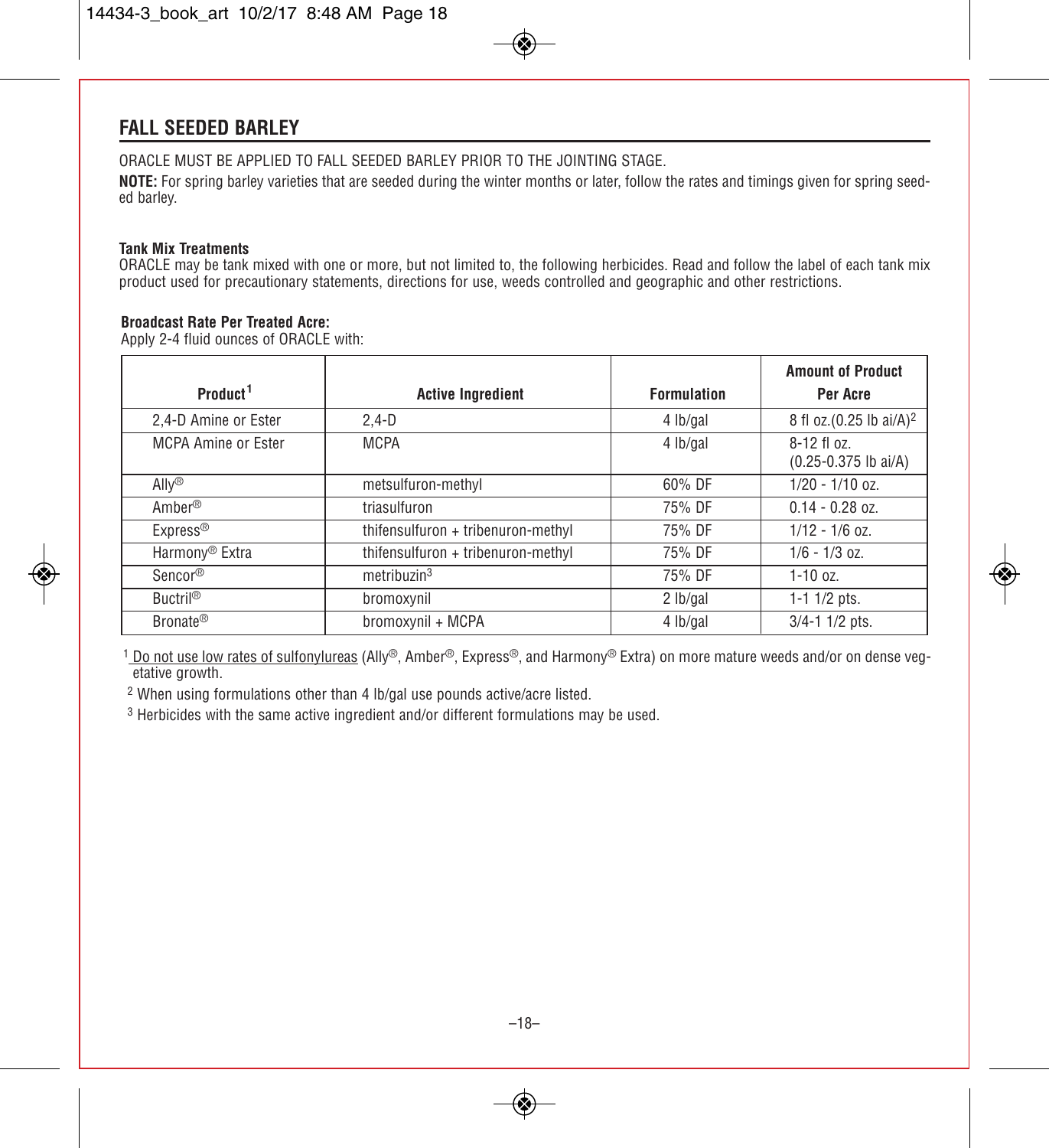## FALL SEEDED BARLEY

ORACLE MUST BE APPLIED TO FALL SEEDED BARLEY PRIOR TO THE JOINTING STAGE.

**NOTE:** For spring barley varieties that are seeded during the winter months or later, follow the rates and timings given for spring seeded barley.

**Tank Mix Treatments**

ORACLE may be tank mixed with one or more, but not limited to, the following herbicides. Read and follow the label of each tank mix product used for precautionary statements, directions for use, weeds controlled and geographic and other restrictions.

**Broadcast Rate Per Treated Acre:**

Apply 2-4 fluid ounces of ORACLE with:

| Product[1] | Active Ingredient | Formulation | Amount of Product Per Acre |
|---|---|---|---|
| 2,4-D Amine or Ester | 2,4-D | 4 lb/gal | 8 fl oz.(0.25 lb ai/A)[2] |
| MCPA Amine or Ester | MCPA | 4 lb/gal | 8-12 fl oz. (0.25-0.375 lb ai/A) |
| Ally® | metsulfuron-methyl | 60% DF | 1/20 - 1/10 oz. |
| Amber® | triasulfuron | 75% DF | 0.14 - 0.28 oz. |
| Express® | thifensulfuron + tribenuron-methyl | 75% DF | 1/12 - 1/6 oz. |
| Harmony® Extra | thifensulfuron + tribenuron-methyl | 75% DF | 1/6 - 1/3 oz. |
| Sencor® | metribuzin[3] | 75% DF | 1-10 oz. |
| Buctril® | bromoxynil | 2 lb/gal | 1-1 1/2 pts. |
| Bronate® | bromoxynil + MCPA | 4 lb/gal | 3/4-1 1/2 pts. |

[1] Do not use low rates of sulfonylureas (Ally®, Amber®, Express®, and Harmony® Extra) on more mature weeds and/or on dense vegetative growth.

[2] When using formulations other than 4 lb/gal use pounds active/acre listed.

[3] Herbicides with the same active ingredient and/or different formulations may be used.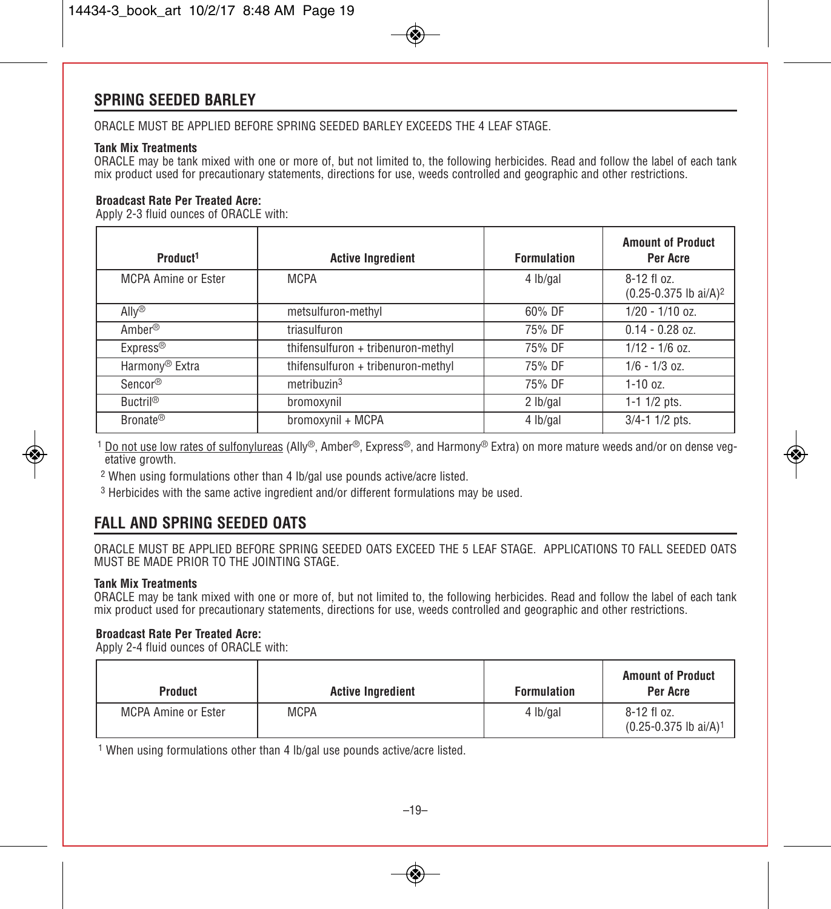## SPRING SEEDED BARLEY

ORACLE MUST BE APPLIED BEFORE SPRING SEEDED BARLEY EXCEEDS THE 4 LEAF STAGE.

**Tank Mix Treatments**
ORACLE may be tank mixed with one or more of, but not limited to, the following herbicides. Read and follow the label of each tank mix product used for precautionary statements, directions for use, weeds controlled and geographic and other restrictions.

**Broadcast Rate Per Treated Acre:**
Apply 2-3 fluid ounces of ORACLE with:

| Product[1] | Active Ingredient | Formulation | Amount of Product Per Acre |
|---|---|---|---|
| MCPA Amine or Ester | MCPA | 4 lb/gal | 8-12 fl oz. (0.25-0.375 lb ai/A)[2] |
| Ally® | metsulfuron-methyl | 60% DF | 1/20 - 1/10 oz. |
| Amber® | triasulfuron | 75% DF | 0.14 - 0.28 oz. |
| Express® | thifensulfuron + tribenuron-methyl | 75% DF | 1/12 - 1/6 oz. |
| Harmony® Extra | thifensulfuron + tribenuron-methyl | 75% DF | 1/6 - 1/3 oz. |
| Sencor® | metribuzin[3] | 75% DF | 1-10 oz. |
| Buctril® | bromoxynil | 2 lb/gal | 1-1 1/2 pts. |
| Bronate® | bromoxynil + MCPA | 4 lb/gal | 3/4-1 1/2 pts. |

[1] Do not use low rates of sulfonylureas (Ally®, Amber®, Express®, and Harmony® Extra) on more mature weeds and/or on dense vegetative growth.

[2] When using formulations other than 4 lb/gal use pounds active/acre listed.

[3] Herbicides with the same active ingredient and/or different formulations may be used.

## FALL AND SPRING SEEDED OATS

ORACLE MUST BE APPLIED BEFORE SPRING SEEDED OATS EXCEED THE 5 LEAF STAGE. APPLICATIONS TO FALL SEEDED OATS MUST BE MADE PRIOR TO THE JOINTING STAGE.

**Tank Mix Treatments**
ORACLE may be tank mixed with one or more of, but not limited to, the following herbicides. Read and follow the label of each tank mix product used for precautionary statements, directions for use, weeds controlled and geographic and other restrictions.

**Broadcast Rate Per Treated Acre:**
Apply 2-4 fluid ounces of ORACLE with:

| Product | Active Ingredient | Formulation | Amount of Product Per Acre |
|---|---|---|---|
| MCPA Amine or Ester | MCPA | 4 lb/gal | 8-12 fl oz. (0.25-0.375 lb ai/A)[1] |

[1] When using formulations other than 4 lb/gal use pounds active/acre listed.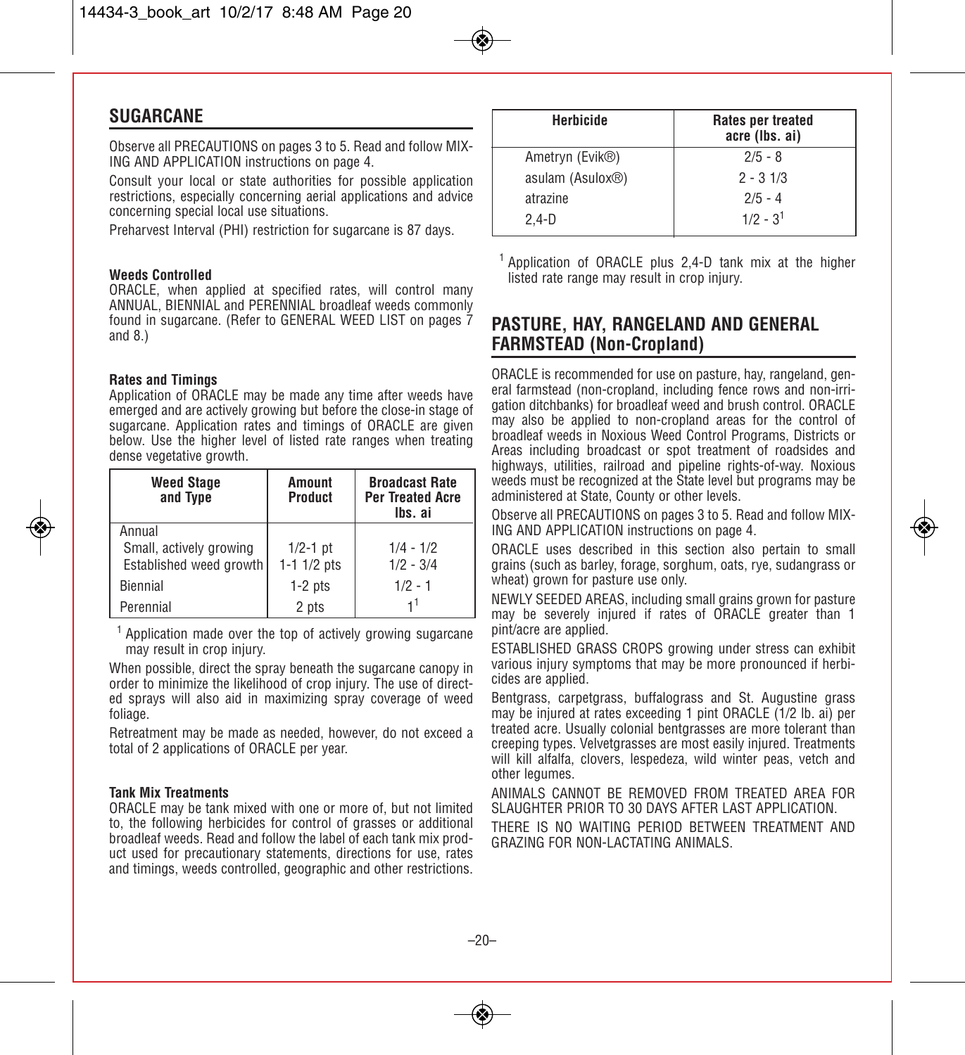## SUGARCANE

Observe all PRECAUTIONS on pages 3 to 5. Read and follow MIXING AND APPLICATION instructions on page 4.

Consult your local or state authorities for possible application restrictions, especially concerning aerial applications and advice concerning special local use situations.

Preharvest Interval (PHI) restriction for sugarcane is 87 days.

**Weeds Controlled**
ORACLE, when applied at specified rates, will control many ANNUAL, BIENNIAL and PERENNIAL broadleaf weeds commonly found in sugarcane. (Refer to GENERAL WEED LIST on pages 7 and 8.)

**Rates and Timings**
Application of ORACLE may be made any time after weeds have emerged and are actively growing but before the close-in stage of sugarcane. Application rates and timings of ORACLE are given below. Use the higher level of listed rate ranges when treating dense vegetative growth.

| Weed Stage and Type | Amount Product | Broadcast Rate Per Treated Acre lbs. ai |
|---|---|---|
| Annual | | |
| Small, actively growing | 1/2-1 pt | 1/4 - 1/2 |
| Established weed growth | 1-1 1/2 pts | 1/2 - 3/4 |
| Biennial | 1-2 pts | 1/2 - 1 |
| Perennial | 2 pts | 1[1] |

[1] Application made over the top of actively growing sugarcane may result in crop injury.

When possible, direct the spray beneath the sugarcane canopy in order to minimize the likelihood of crop injury. The use of directed sprays will also aid in maximizing spray coverage of weed foliage.

Retreatment may be made as needed, however, do not exceed a total of 2 applications of ORACLE per year.

**Tank Mix Treatments**
ORACLE may be tank mixed with one or more of, but not limited to, the following herbicides for control of grasses or additional broadleaf weeds. Read and follow the label of each tank mix product used for precautionary statements, directions for use, rates and timings, weeds controlled, geographic and other restrictions.

| Herbicide | Rates per treated acre (lbs. ai) |
|---|---|
| Ametryn (Evik®) | 2/5 - 8 |
| asulam (Asulox®) | 2 - 3 1/3 |
| atrazine | 2/5 - 4 |
| 2,4-D | 1/2 - 3[1] |

[1] Application of ORACLE plus 2,4-D tank mix at the higher listed rate range may result in crop injury.

## PASTURE, HAY, RANGELAND AND GENERAL FARMSTEAD (Non-Cropland)

ORACLE is recommended for use on pasture, hay, rangeland, general farmstead (non-cropland, including fence rows and non-irrigation ditchbanks) for broadleaf weed and brush control. ORACLE may also be applied to non-cropland areas for the control of broadleaf weeds in Noxious Weed Control Programs, Districts or Areas including broadcast or spot treatment of roadsides and highways, utilities, railroad and pipeline rights-of-way. Noxious weeds must be recognized at the State level but programs may be administered at State, County or other levels.

Observe all PRECAUTIONS on pages 3 to 5. Read and follow MIXING AND APPLICATION instructions on page 4.

ORACLE uses described in this section also pertain to small grains (such as barley, forage, sorghum, oats, rye, sudangrass or wheat) grown for pasture use only.

NEWLY SEEDED AREAS, including small grains grown for pasture may be severely injured if rates of ORACLE greater than 1 pint/acre are applied.

ESTABLISHED GRASS CROPS growing under stress can exhibit various injury symptoms that may be more pronounced if herbicides are applied.

Bentgrass, carpetgrass, buffalograss and St. Augustine grass may be injured at rates exceeding 1 pint ORACLE (1/2 lb. ai) per treated acre. Usually colonial bentgrasses are more tolerant than creeping types. Velvetgrasses are most easily injured. Treatments will kill alfalfa, clovers, lespedeza, wild winter peas, vetch and other legumes.

ANIMALS CANNOT BE REMOVED FROM TREATED AREA FOR SLAUGHTER PRIOR TO 30 DAYS AFTER LAST APPLICATION.

THERE IS NO WAITING PERIOD BETWEEN TREATMENT AND GRAZING FOR NON-LACTATING ANIMALS.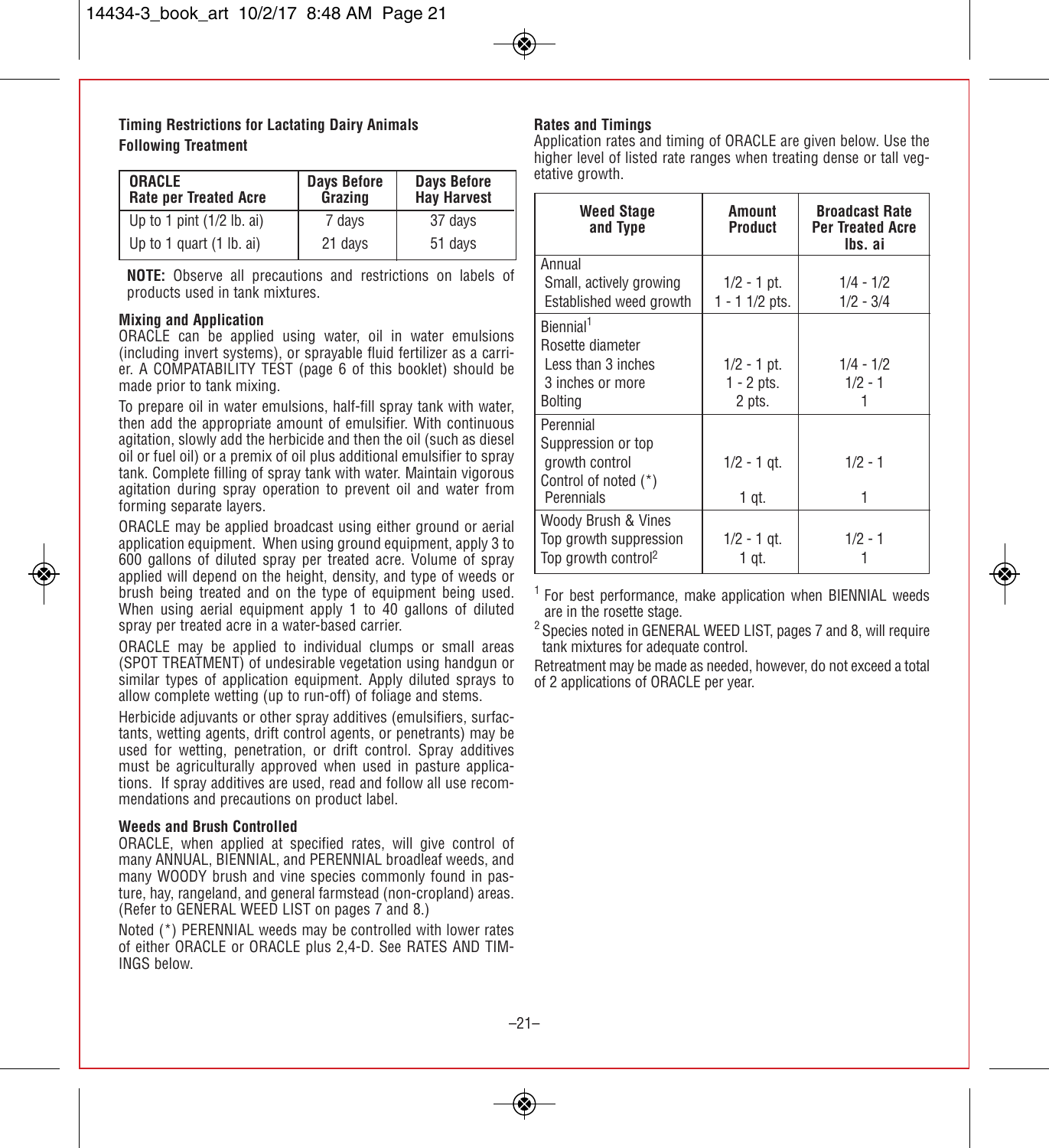### Timing Restrictions for Lactating Dairy Animals Following Treatment

| ORACLE Rate per Treated Acre | Days Before Grazing | Days Before Hay Harvest |
|---|---|---|
| Up to 1 pint (1/2 lb. ai) | 7 days | 37 days |
| Up to 1 quart (1 lb. ai) | 21 days | 51 days |

**NOTE:** Observe all precautions and restrictions on labels of products used in tank mixtures.

### Mixing and Application

ORACLE can be applied using water, oil in water emulsions (including invert systems), or sprayable fluid fertilizer as a carrier. A COMPATABILITY TEST (page 6 of this booklet) should be made prior to tank mixing.

To prepare oil in water emulsions, half-fill spray tank with water, then add the appropriate amount of emulsifier. With continuous agitation, slowly add the herbicide and then the oil (such as diesel oil or fuel oil) or a premix of oil plus additional emulsifier to spray tank. Complete filling of spray tank with water. Maintain vigorous agitation during spray operation to prevent oil and water from forming separate layers.

ORACLE may be applied broadcast using either ground or aerial application equipment. When using ground equipment, apply 3 to 600 gallons of diluted spray per treated acre. Volume of spray applied will depend on the height, density, and type of weeds or brush being treated and on the type of equipment being used. When using aerial equipment apply 1 to 40 gallons of diluted spray per treated acre in a water-based carrier.

ORACLE may be applied to individual clumps or small areas (SPOT TREATMENT) of undesirable vegetation using handgun or similar types of application equipment. Apply diluted sprays to allow complete wetting (up to run-off) of foliage and stems.

Herbicide adjuvants or other spray additives (emulsifiers, surfactants, wetting agents, drift control agents, or penetrants) may be used for wetting, penetration, or drift control. Spray additives must be agriculturally approved when used in pasture applications. If spray additives are used, read and follow all use recommendations and precautions on product label.

### Weeds and Brush Controlled

ORACLE, when applied at specified rates, will give control of many ANNUAL, BIENNIAL, and PERENNIAL broadleaf weeds, and many WOODY brush and vine species commonly found in pasture, hay, rangeland, and general farmstead (non-cropland) areas. (Refer to GENERAL WEED LIST on pages 7 and 8.)

Noted (*) PERENNIAL weeds may be controlled with lower rates of either ORACLE or ORACLE plus 2,4-D. See RATES AND TIMINGS below.

### Rates and Timings

Application rates and timing of ORACLE are given below. Use the higher level of listed rate ranges when treating dense or tall vegetative growth.

| Weed Stage and Type | Amount Product | Broadcast Rate Per Treated Acre lbs. ai |
|---|---|---|
| **Annual** | | |
| Small, actively growing | 1/2 - 1 pt. | 1/4 - 1/2 |
| Established weed growth | 1 - 1 1/2 pts. | 1/2 - 3/4 |
| **Biennial[1]** | | |
| Rosette diameter | | |
| Less than 3 inches | 1/2 - 1 pt. | 1/4 - 1/2 |
| 3 inches or more | 1 - 2 pts. | 1/2 - 1 |
| Bolting | 2 pts. | 1 |
| **Perennial** | | |
| Suppression or top growth control | 1/2 - 1 qt. | 1/2 - 1 |
| Control of noted (*) Perennials | 1 qt. | 1 |
| **Woody Brush & Vines** | | |
| Top growth suppression | 1/2 - 1 qt. | 1/2 - 1 |
| Top growth control[2] | 1 qt. | 1 |

[1] For best performance, make application when BIENNIAL weeds are in the rosette stage.

[2] Species noted in GENERAL WEED LIST, pages 7 and 8, will require tank mixtures for adequate control.

Retreatment may be made as needed, however, do not exceed a total of 2 applications of ORACLE per year.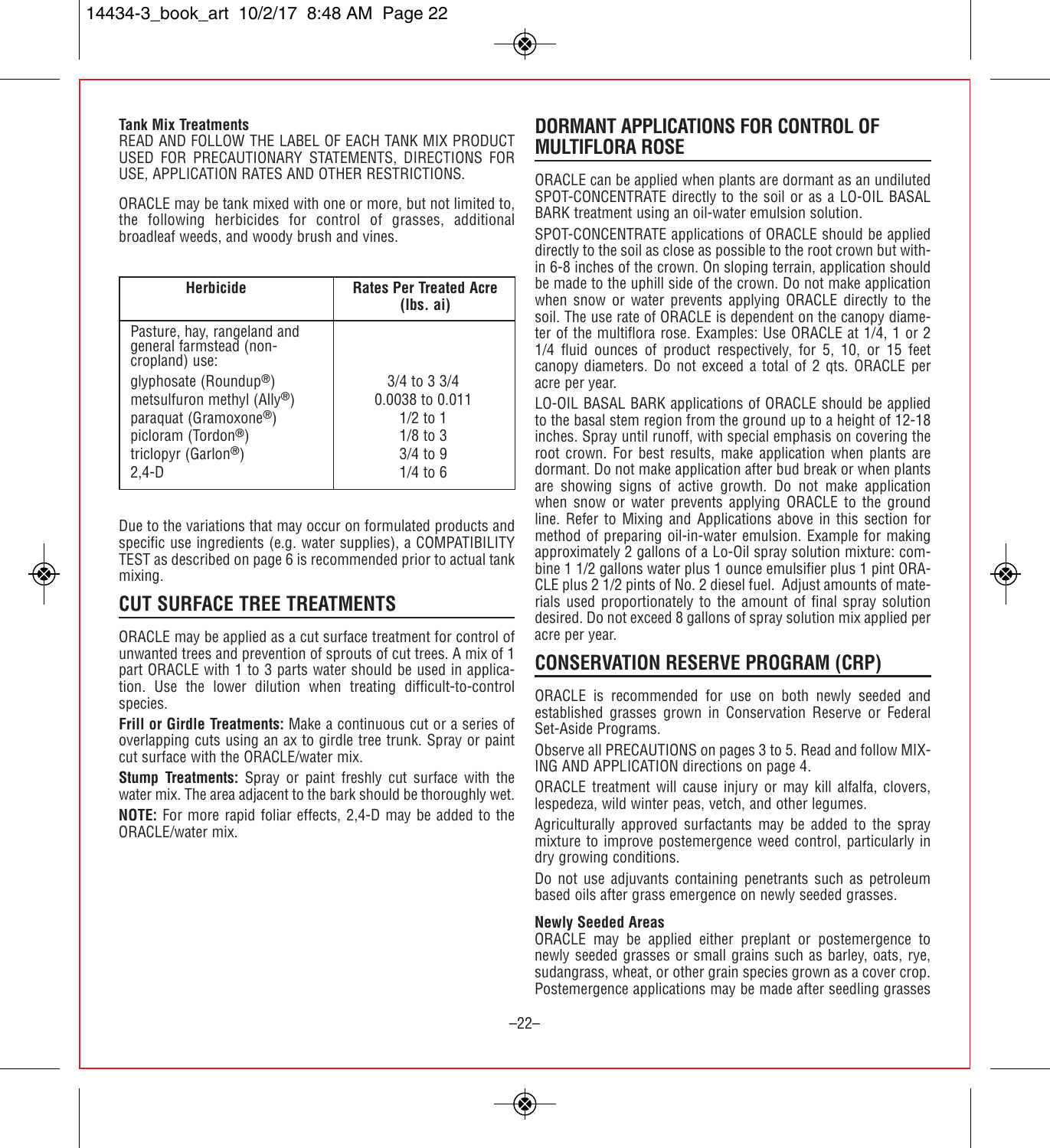**Tank Mix Treatments**

READ AND FOLLOW THE LABEL OF EACH TANK MIX PRODUCT USED FOR PRECAUTIONARY STATEMENTS, DIRECTIONS FOR USE, APPLICATION RATES AND OTHER RESTRICTIONS.

ORACLE may be tank mixed with one or more, but not limited to, the following herbicides for control of grasses, additional broadleaf weeds, and woody brush and vines.

| Herbicide | Rates Per Treated Acre (lbs. ai) |
|---|---|
| Pasture, hay, rangeland and general farmstead (non-cropland) use: | |
| glyphosate (Roundup®) | 3/4 to 3 3/4 |
| metsulfuron methyl (Ally®) | 0.0038 to 0.011 |
| paraquat (Gramoxone®) | 1/2 to 1 |
| picloram (Tordon®) | 1/8 to 3 |
| triclopyr (Garlon®) | 3/4 to 9 |
| 2,4-D | 1/4 to 6 |

Due to the variations that may occur on formulated products and specific use ingredients (e.g. water supplies), a COMPATIBILITY TEST as described on page 6 is recommended prior to actual tank mixing.

## CUT SURFACE TREE TREATMENTS

ORACLE may be applied as a cut surface treatment for control of unwanted trees and prevention of sprouts of cut trees. A mix of 1 part ORACLE with 1 to 3 parts water should be used in application. Use the lower dilution when treating difficult-to-control species.

**Frill or Girdle Treatments:** Make a continuous cut or a series of overlapping cuts using an ax to girdle tree trunk. Spray or paint cut surface with the ORACLE/water mix.

**Stump Treatments:** Spray or paint freshly cut surface with the water mix. The area adjacent to the bark should be thoroughly wet.

**NOTE:** For more rapid foliar effects, 2,4-D may be added to the ORACLE/water mix.

## DORMANT APPLICATIONS FOR CONTROL OF MULTIFLORA ROSE

ORACLE can be applied when plants are dormant as an undiluted SPOT-CONCENTRATE directly to the soil or as a LO-OIL BASAL BARK treatment using an oil-water emulsion solution.

SPOT-CONCENTRATE applications of ORACLE should be applied directly to the soil as close as possible to the root crown but within 6-8 inches of the crown. On sloping terrain, application should be made to the uphill side of the crown. Do not make application when snow or water prevents applying ORACLE directly to the soil. The use rate of ORACLE is dependent on the canopy diameter of the multiflora rose. Examples: Use ORACLE at 1/4, 1 or 2 1/4 fluid ounces of product respectively, for 5, 10, or 15 feet canopy diameters. Do not exceed a total of 2 qts. ORACLE per acre per year.

LO-OIL BASAL BARK applications of ORACLE should be applied to the basal stem region from the ground up to a height of 12-18 inches. Spray until runoff, with special emphasis on covering the root crown. For best results, make application when plants are dormant. Do not make application after bud break or when plants are showing signs of active growth. Do not make application when snow or water prevents applying ORACLE to the ground line. Refer to Mixing and Applications above in this section for method of preparing oil-in-water emulsion. Example for making approximately 2 gallons of a Lo-Oil spray solution mixture: combine 1 1/2 gallons water plus 1 ounce emulsifier plus 1 pint ORACLE plus 2 1/2 pints of No. 2 diesel fuel. Adjust amounts of materials used proportionately to the amount of final spray solution desired. Do not exceed 8 gallons of spray solution mix applied per acre per year.

## CONSERVATION RESERVE PROGRAM (CRP)

ORACLE is recommended for use on both newly seeded and established grasses grown in Conservation Reserve or Federal Set-Aside Programs.

Observe all PRECAUTIONS on pages 3 to 5. Read and follow MIXING AND APPLICATION directions on page 4.

ORACLE treatment will cause injury or may kill alfalfa, clovers, lespedeza, wild winter peas, vetch, and other legumes.

Agriculturally approved surfactants may be added to the spray mixture to improve postemergence weed control, particularly in dry growing conditions.

Do not use adjuvants containing penetrants such as petroleum based oils after grass emergence on newly seeded grasses.

**Newly Seeded Areas**

ORACLE may be applied either preplant or postemergence to newly seeded grasses or small grains such as barley, oats, rye, sudangrass, wheat, or other grain species grown as a cover crop. Postemergence applications may be made after seedling grasses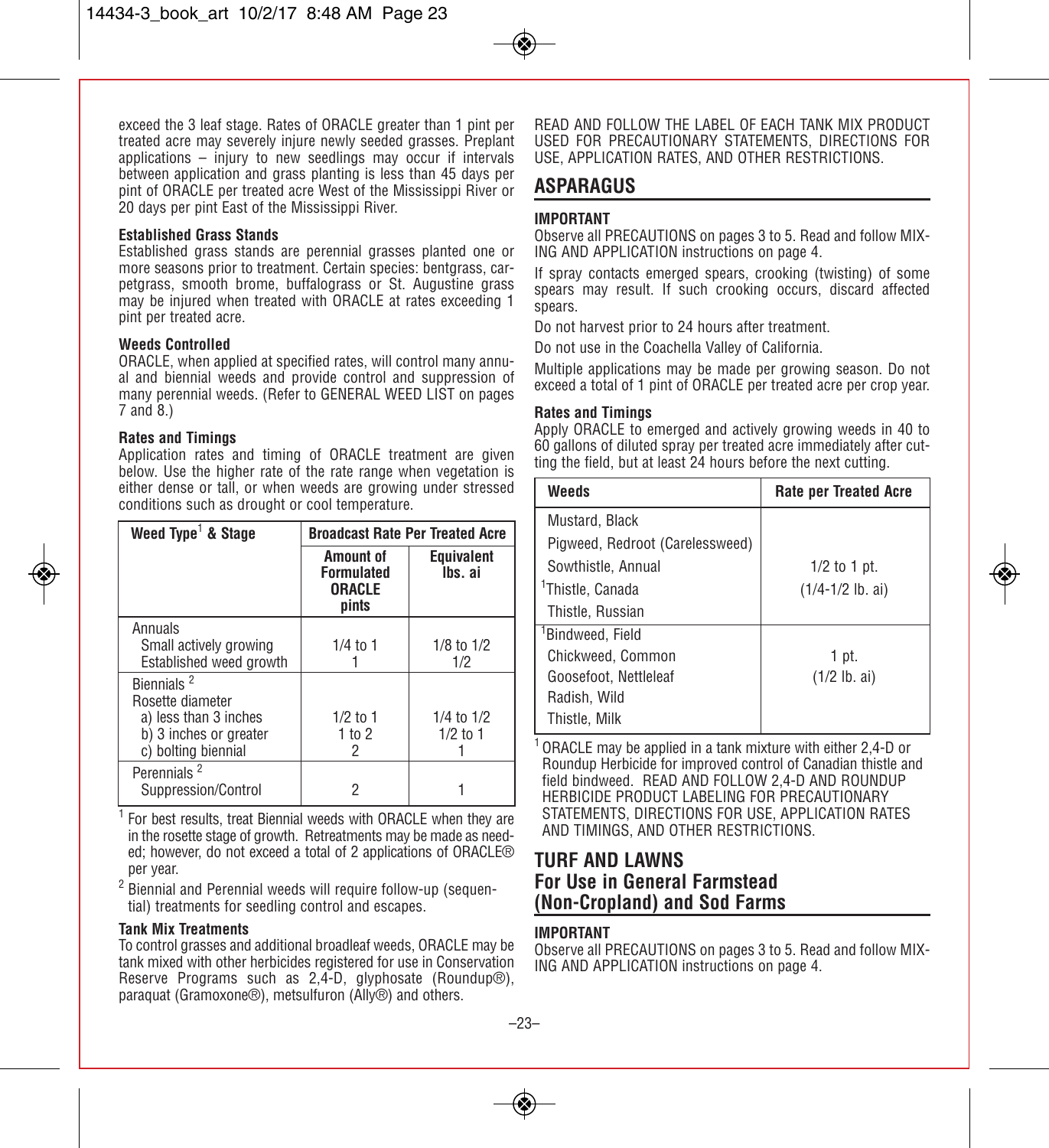exceed the 3 leaf stage. Rates of ORACLE greater than 1 pint per treated acre may severely injure newly seeded grasses. Preplant applications – injury to new seedlings may occur if intervals between application and grass planting is less than 45 days per pint of ORACLE per treated acre West of the Mississippi River or 20 days per pint East of the Mississippi River.

**Established Grass Stands**
Established grass stands are perennial grasses planted one or more seasons prior to treatment. Certain species: bentgrass, carpetgrass, smooth brome, buffalograss or St. Augustine grass may be injured when treated with ORACLE at rates exceeding 1 pint per treated acre.

**Weeds Controlled**
ORACLE, when applied at specified rates, will control many annual and biennial weeds and provide control and suppression of many perennial weeds. (Refer to GENERAL WEED LIST on pages 7 and 8.)

**Rates and Timings**
Application rates and timing of ORACLE treatment are given below. Use the higher rate of the rate range when vegetation is either dense or tall, or when weeds are growing under stressed conditions such as drought or cool temperature.

| Weed Type[1] & Stage | Broadcast Rate Per Treated Acre | |
|---|---|---|
| | Amount of Formulated ORACLE pints | Equivalent lbs. ai |
| Annuals<br>Small actively growing<br>Established weed growth | <br>1/4 to 1<br>1 | <br>1/8 to 1/2<br>1/2 |
| Biennials [2]<br>Rosette diameter<br>a) less than 3 inches<br>b) 3 inches or greater<br>c) bolting biennial | <br><br>1/2 to 1<br>1 to 2<br>2 | <br><br>1/4 to 1/2<br>1/2 to 1<br>1 |
| Perennials [2]<br>Suppression/Control | <br>2 | <br>1 |

[1] For best results, treat Biennial weeds with ORACLE when they are in the rosette stage of growth. Retreatments may be made as needed; however, do not exceed a total of 2 applications of ORACLE® per year.

[2] Biennial and Perennial weeds will require follow-up (sequential) treatments for seedling control and escapes.

**Tank Mix Treatments**
To control grasses and additional broadleaf weeds, ORACLE may be tank mixed with other herbicides registered for use in Conservation Reserve Programs such as 2,4-D, glyphosate (Roundup®), paraquat (Gramoxone®), metsulfuron (Ally®) and others.

READ AND FOLLOW THE LABEL OF EACH TANK MIX PRODUCT USED FOR PRECAUTIONARY STATEMENTS, DIRECTIONS FOR USE, APPLICATION RATES, AND OTHER RESTRICTIONS.

## ASPARAGUS

**IMPORTANT**
Observe all PRECAUTIONS on pages 3 to 5. Read and follow MIXING AND APPLICATION instructions on page 4.

If spray contacts emerged spears, crooking (twisting) of some spears may result. If such crooking occurs, discard affected spears.

Do not harvest prior to 24 hours after treatment.

Do not use in the Coachella Valley of California.

Multiple applications may be made per growing season. Do not exceed a total of 1 pint of ORACLE per treated acre per crop year.

**Rates and Timings**
Apply ORACLE to emerged and actively growing weeds in 40 to 60 gallons of diluted spray per treated acre immediately after cutting the field, but at least 24 hours before the next cutting.

| Weeds | Rate per Treated Acre |
|---|---|
| Mustard, Black<br>Pigweed, Redroot (Carelessweed)<br>Sowthistle, Annual<br>[1]Thistle, Canada<br>Thistle, Russian | 1/2 to 1 pt.<br>(1/4-1/2 lb. ai) |
| [1]Bindweed, Field<br>Chickweed, Common<br>Goosefoot, Nettleleaf<br>Radish, Wild<br>Thistle, Milk | 1 pt.<br>(1/2 lb. ai) |

[1] ORACLE may be applied in a tank mixture with either 2,4-D or Roundup Herbicide for improved control of Canadian thistle and field bindweed. READ AND FOLLOW 2,4-D AND ROUNDUP HERBICIDE PRODUCT LABELING FOR PRECAUTIONARY STATEMENTS, DIRECTIONS FOR USE, APPLICATION RATES AND TIMINGS, AND OTHER RESTRICTIONS.

## TURF AND LAWNS
## For Use in General Farmstead (Non-Cropland) and Sod Farms

**IMPORTANT**
Observe all PRECAUTIONS on pages 3 to 5. Read and follow MIXING AND APPLICATION instructions on page 4.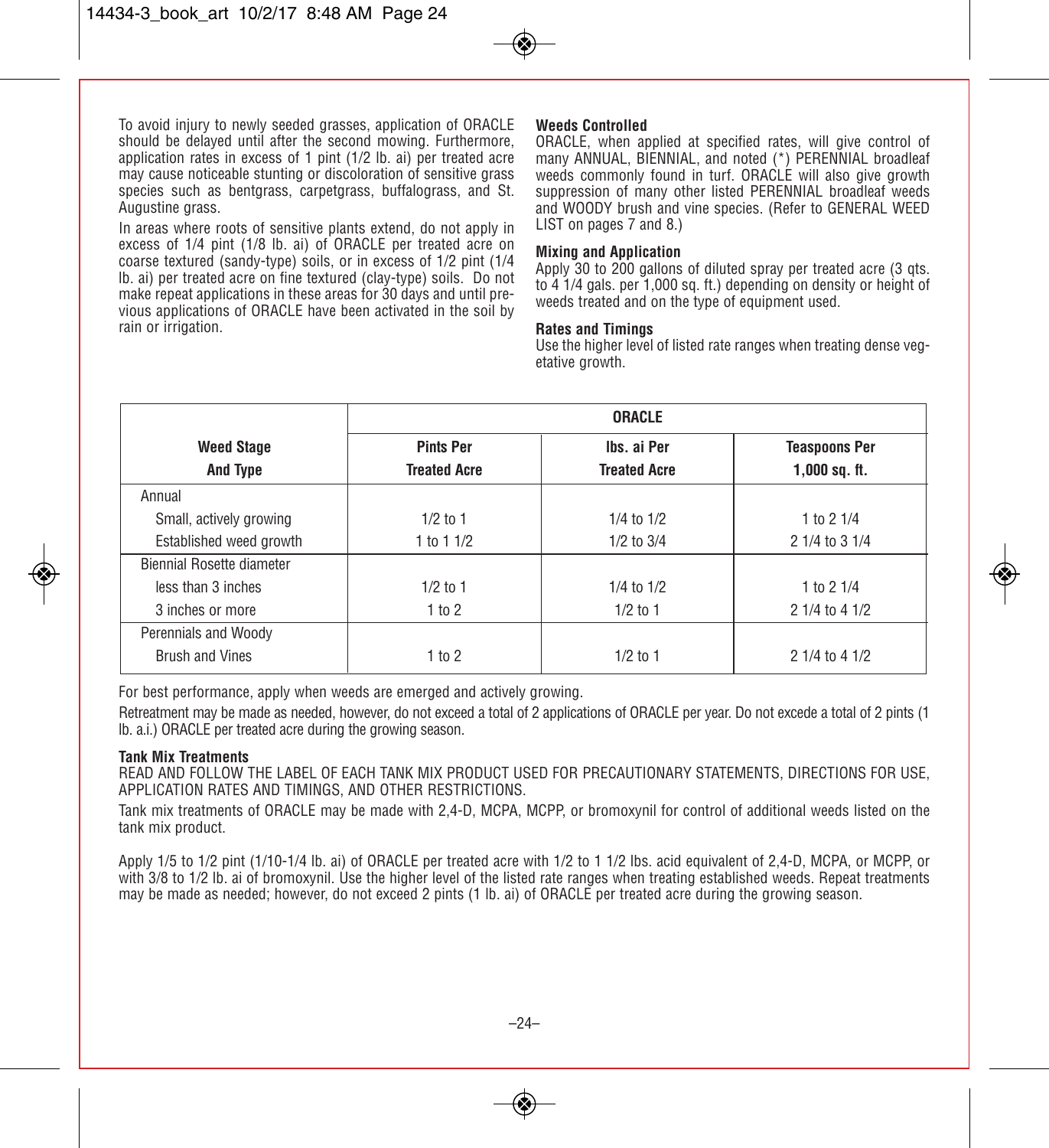To avoid injury to newly seeded grasses, application of ORACLE should be delayed until after the second mowing. Furthermore, application rates in excess of 1 pint (1/2 lb. ai) per treated acre may cause noticeable stunting or discoloration of sensitive grass species such as bentgrass, carpetgrass, buffalograss, and St. Augustine grass.

In areas where roots of sensitive plants extend, do not apply in excess of 1/4 pint (1/8 lb. ai) of ORACLE per treated acre on coarse textured (sandy-type) soils, or in excess of 1/2 pint (1/4 lb. ai) per treated acre on fine textured (clay-type) soils. Do not make repeat applications in these areas for 30 days and until previous applications of ORACLE have been activated in the soil by rain or irrigation.

**Weeds Controlled**

ORACLE, when applied at specified rates, will give control of many ANNUAL, BIENNIAL, and noted (*) PERENNIAL broadleaf weeds commonly found in turf. ORACLE will also give growth suppression of many other listed PERENNIAL broadleaf weeds and WOODY brush and vine species. (Refer to GENERAL WEED LIST on pages 7 and 8.)

**Mixing and Application**

Apply 30 to 200 gallons of diluted spray per treated acre (3 qts. to 4 1/4 gals. per 1,000 sq. ft.) depending on density or height of weeds treated and on the type of equipment used.

**Rates and Timings**

Use the higher level of listed rate ranges when treating dense vegetative growth.

| Weed Stage And Type | ORACLE | | |
|---|---|---|---|
| | **Pints Per Treated Acre** | **lbs. ai Per Treated Acre** | **Teaspoons Per 1,000 sq. ft.** |
| Annual | | | |
| Small, actively growing | 1/2 to 1 | 1/4 to 1/2 | 1 to 2 1/4 |
| Established weed growth | 1 to 1 1/2 | 1/2 to 3/4 | 2 1/4 to 3 1/4 |
| Biennial Rosette diameter | | | |
| less than 3 inches | 1/2 to 1 | 1/4 to 1/2 | 1 to 2 1/4 |
| 3 inches or more | 1 to 2 | 1/2 to 1 | 2 1/4 to 4 1/2 |
| Perennials and Woody Brush and Vines | 1 to 2 | 1/2 to 1 | 2 1/4 to 4 1/2 |

For best performance, apply when weeds are emerged and actively growing.

Retreatment may be made as needed, however, do not exceed a total of 2 applications of ORACLE per year. Do not excede a total of 2 pints (1 lb. a.i.) ORACLE per treated acre during the growing season.

**Tank Mix Treatments**

READ AND FOLLOW THE LABEL OF EACH TANK MIX PRODUCT USED FOR PRECAUTIONARY STATEMENTS, DIRECTIONS FOR USE, APPLICATION RATES AND TIMINGS, AND OTHER RESTRICTIONS.

Tank mix treatments of ORACLE may be made with 2,4-D, MCPA, MCPP, or bromoxynil for control of additional weeds listed on the tank mix product.

Apply 1/5 to 1/2 pint (1/10-1/4 lb. ai) of ORACLE per treated acre with 1/2 to 1 1/2 lbs. acid equivalent of 2,4-D, MCPA, or MCPP, or with 3/8 to 1/2 lb. ai of bromoxynil. Use the higher level of the listed rate ranges when treating established weeds. Repeat treatments may be made as needed; however, do not exceed 2 pints (1 lb. ai) of ORACLE per treated acre during the growing season.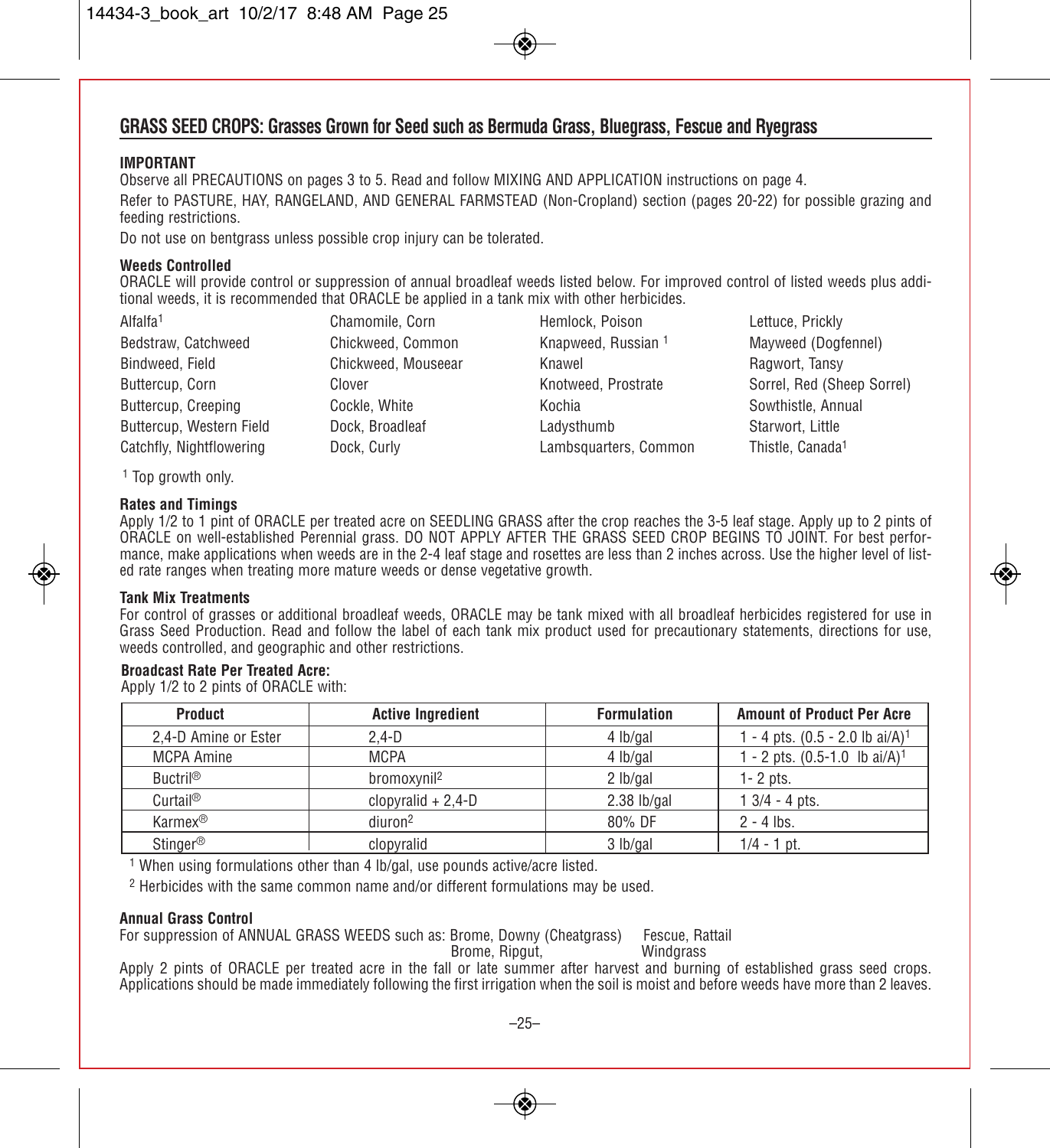## GRASS SEED CROPS: Grasses Grown for Seed such as Bermuda Grass, Bluegrass, Fescue and Ryegrass

**IMPORTANT**

Observe all PRECAUTIONS on pages 3 to 5. Read and follow MIXING AND APPLICATION instructions on page 4.

Refer to PASTURE, HAY, RANGELAND, AND GENERAL FARMSTEAD (Non-Cropland) section (pages 20-22) for possible grazing and feeding restrictions.

Do not use on bentgrass unless possible crop injury can be tolerated.

**Weeds Controlled**

ORACLE will provide control or suppression of annual broadleaf weeds listed below. For improved control of listed weeds plus additional weeds, it is recommended that ORACLE be applied in a tank mix with other herbicides.

| | | | |
|---|---|---|---|
| Alfalfa[1] | Chamomile, Corn | Hemlock, Poison | Lettuce, Prickly |
| Bedstraw, Catchweed | Chickweed, Common | Knapweed, Russian [1] | Mayweed (Dogfennel) |
| Bindweed, Field | Chickweed, Mouseear | Knawel | Ragwort, Tansy |
| Buttercup, Corn | Clover | Knotweed, Prostrate | Sorrel, Red (Sheep Sorrel) |
| Buttercup, Creeping | Cockle, White | Kochia | Sowthistle, Annual |
| Buttercup, Western Field | Dock, Broadleaf | Ladysthumb | Starwort, Little |
| Catchfly, Nightflowering | Dock, Curly | Lambsquarters, Common | Thistle, Canada[1] |

[1] Top growth only.

**Rates and Timings**

Apply 1/2 to 1 pint of ORACLE per treated acre on SEEDLING GRASS after the crop reaches the 3-5 leaf stage. Apply up to 2 pints of ORACLE on well-established Perennial grass. DO NOT APPLY AFTER THE GRASS SEED CROP BEGINS TO JOINT. For best performance, make applications when weeds are in the 2-4 leaf stage and rosettes are less than 2 inches across. Use the higher level of listed rate ranges when treating more mature weeds or dense vegetative growth.

**Tank Mix Treatments**

For control of grasses or additional broadleaf weeds, ORACLE may be tank mixed with all broadleaf herbicides registered for use in Grass Seed Production. Read and follow the label of each tank mix product used for precautionary statements, directions for use, weeds controlled, and geographic and other restrictions.

**Broadcast Rate Per Treated Acre:**
Apply 1/2 to 2 pints of ORACLE with:

| Product | Active Ingredient | Formulation | Amount of Product Per Acre |
|---|---|---|---|
| 2,4-D Amine or Ester | 2,4-D | 4 lb/gal | 1 - 4 pts. (0.5 - 2.0 lb ai/A)[1] |
| MCPA Amine | MCPA | 4 lb/gal | 1 - 2 pts. (0.5-1.0 lb ai/A)[1] |
| Buctril® | bromoxynil[2] | 2 lb/gal | 1- 2 pts. |
| Curtail® | clopyralid + 2,4-D | 2.38 lb/gal | 1 3/4 - 4 pts. |
| Karmex® | diuron[2] | 80% DF | 2 - 4 lbs. |
| Stinger® | clopyralid | 3 lb/gal | 1/4 - 1 pt. |

[1] When using formulations other than 4 lb/gal, use pounds active/acre listed.

[2] Herbicides with the same common name and/or different formulations may be used.

**Annual Grass Control**

For suppression of ANNUAL GRASS WEEDS such as: Brome, Downy (Cheatgrass), Brome, Ripgut, Fescue, Rattail, Windgrass

Apply 2 pints of ORACLE per treated acre in the fall or late summer after harvest and burning of established grass seed crops. Applications should be made immediately following the first irrigation when the soil is moist and before weeds have more than 2 leaves.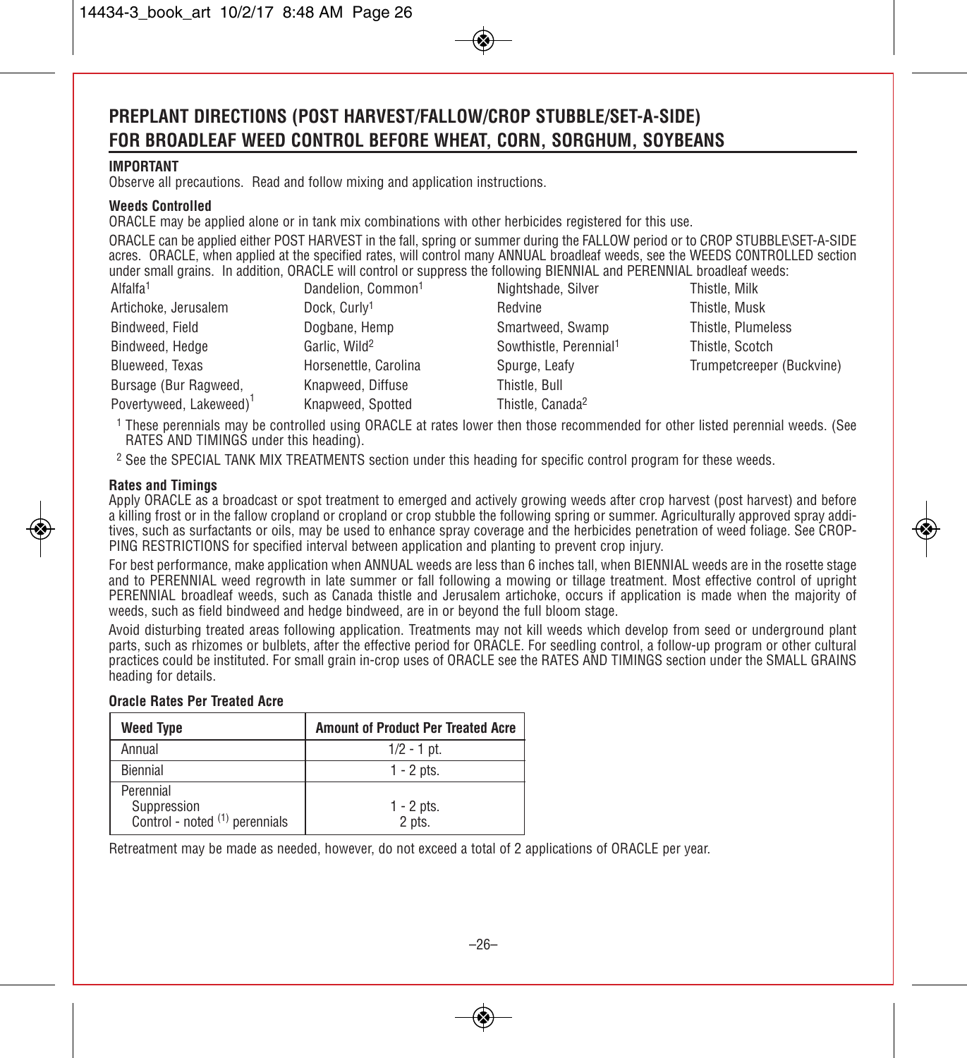## PREPLANT DIRECTIONS (POST HARVEST/FALLOW/CROP STUBBLE/SET-A-SIDE) FOR BROADLEAF WEED CONTROL BEFORE WHEAT, CORN, SORGHUM, SOYBEANS

**IMPORTANT**

Observe all precautions. Read and follow mixing and application instructions.

**Weeds Controlled**

ORACLE may be applied alone or in tank mix combinations with other herbicides registered for this use.

ORACLE can be applied either POST HARVEST in the fall, spring or summer during the FALLOW period or to CROP STUBBLE\SET-A-SIDE acres. ORACLE, when applied at the specified rates, will control many ANNUAL broadleaf weeds, see the WEEDS CONTROLLED section under small grains. In addition, ORACLE will control or suppress the following BIENNIAL and PERENNIAL broadleaf weeds:

| | | | |
|---|---|---|---|
| Alfalfa[1] | Dandelion, Common[1] | Nightshade, Silver | Thistle, Milk |
| Artichoke, Jerusalem | Dock, Curly[1] | Redvine | Thistle, Musk |
| Bindweed, Field | Dogbane, Hemp | Smartweed, Swamp | Thistle, Plumeless |
| Bindweed, Hedge | Garlic, Wild[2] | Sowthistle, Perennial[1] | Thistle, Scotch |
| Blueweed, Texas | Horsenettle, Carolina | Spurge, Leafy | Trumpetcreeper (Buckvine) |
| Bursage (Bur Ragweed, Povertyweed, Lakeweed)[1] | Knapweed, Diffuse | Thistle, Bull | |
| | Knapweed, Spotted | Thistle, Canada[2] | |

[1] These perennials may be controlled using ORACLE at rates lower then those recommended for other listed perennial weeds. (See RATES AND TIMINGS under this heading).

[2] See the SPECIAL TANK MIX TREATMENTS section under this heading for specific control program for these weeds.

**Rates and Timings**

Apply ORACLE as a broadcast or spot treatment to emerged and actively growing weeds after crop harvest (post harvest) and before a killing frost or in the fallow cropland or cropland or crop stubble the following spring or summer. Agriculturally approved spray additives, such as surfactants or oils, may be used to enhance spray coverage and the herbicides penetration of weed foliage. See CROPPING RESTRICTIONS for specified interval between application and planting to prevent crop injury.

For best performance, make application when ANNUAL weeds are less than 6 inches tall, when BIENNIAL weeds are in the rosette stage and to PERENNIAL weed regrowth in late summer or fall following a mowing or tillage treatment. Most effective control of upright PERENNIAL broadleaf weeds, such as Canada thistle and Jerusalem artichoke, occurs if application is made when the majority of weeds, such as field bindweed and hedge bindweed, are in or beyond the full bloom stage.

Avoid disturbing treated areas following application. Treatments may not kill weeds which develop from seed or underground plant parts, such as rhizomes or bulblets, after the effective period for ORACLE. For seedling control, a follow-up program or other cultural practices could be instituted. For small grain in-crop uses of ORACLE see the RATES AND TIMINGS section under the SMALL GRAINS heading for details.

**Oracle Rates Per Treated Acre**

| Weed Type | Amount of Product Per Treated Acre |
|---|---|
| Annual | 1/2 - 1 pt. |
| Biennial | 1 - 2 pts. |
| Perennial | |
| Suppression | 1 - 2 pts. |
| Control - noted (1) perennials | 2 pts. |

Retreatment may be made as needed, however, do not exceed a total of 2 applications of ORACLE per year.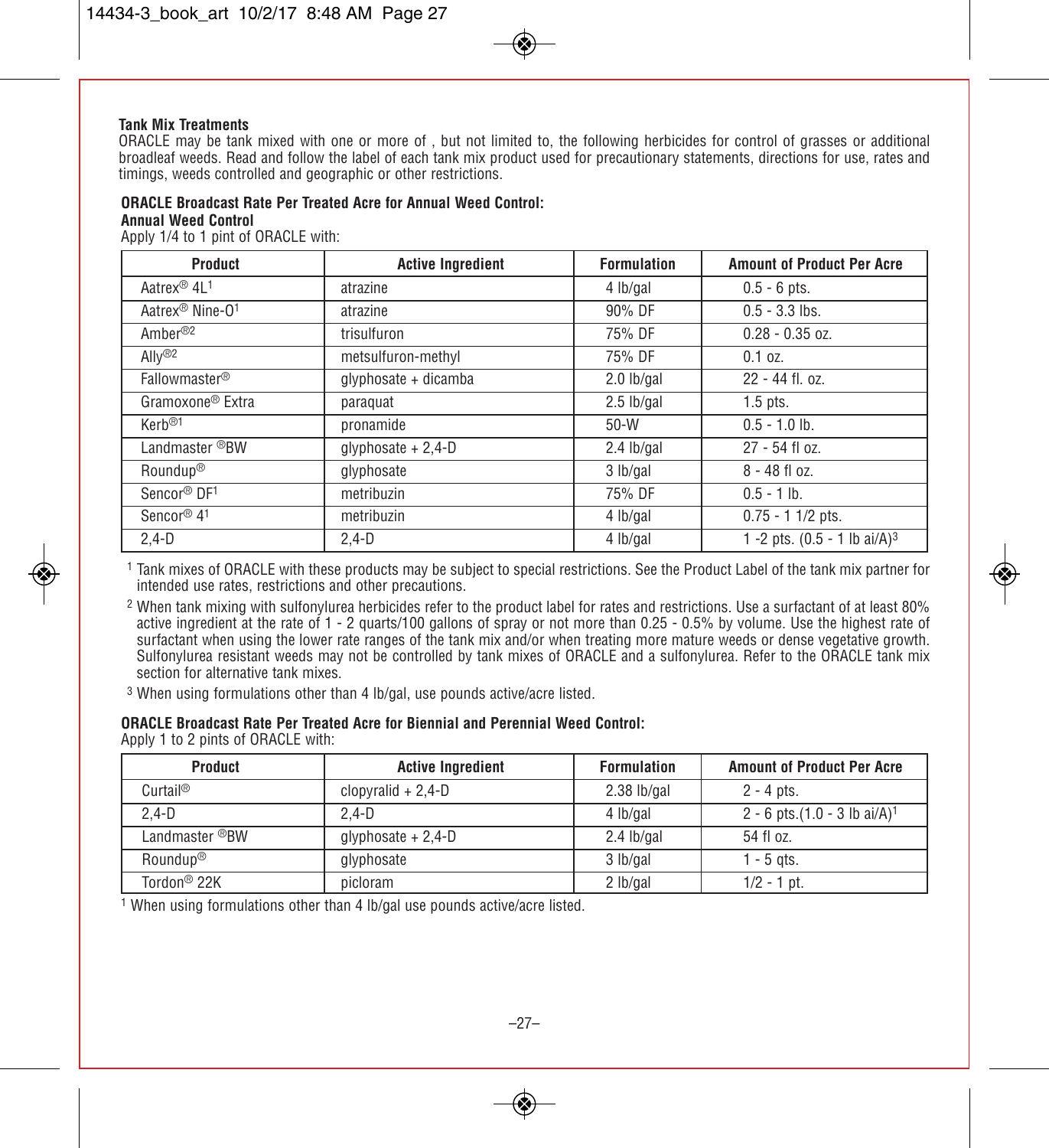**Tank Mix Treatments**

ORACLE may be tank mixed with one or more of , but not limited to, the following herbicides for control of grasses or additional broadleaf weeds. Read and follow the label of each tank mix product used for precautionary statements, directions for use, rates and timings, weeds controlled and geographic or other restrictions.

**ORACLE Broadcast Rate Per Treated Acre for Annual Weed Control:**

**Annual Weed Control**

Apply 1/4 to 1 pint of ORACLE with:

| Product | Active Ingredient | Formulation | Amount of Product Per Acre |
|---|---|---|---|
| Aatrex® 4L[1] | atrazine | 4 lb/gal | 0.5 - 6 pts. |
| Aatrex® Nine-O[1] | atrazine | 90% DF | 0.5 - 3.3 lbs. |
| Amber®[2] | trisulfuron | 75% DF | 0.28 - 0.35 oz. |
| Ally®[2] | metsulfuron-methyl | 75% DF | 0.1 oz. |
| Fallowmaster® | glyphosate + dicamba | 2.0 lb/gal | 22 - 44 fl. oz. |
| Gramoxone® Extra | paraquat | 2.5 lb/gal | 1.5 pts. |
| Kerb®[1] | pronamide | 50-W | 0.5 - 1.0 lb. |
| Landmaster ®BW | glyphosate + 2,4-D | 2.4 lb/gal | 27 - 54 fl oz. |
| Roundup® | glyphosate | 3 lb/gal | 8 - 48 fl oz. |
| Sencor® DF[1] | metribuzin | 75% DF | 0.5 - 1 lb. |
| Sencor® 4[1] | metribuzin | 4 lb/gal | 0.75 - 1 1/2 pts. |
| 2,4-D | 2,4-D | 4 lb/gal | 1 -2 pts. (0.5 - 1 lb ai/A)[3] |

[1] Tank mixes of ORACLE with these products may be subject to special restrictions. See the Product Label of the tank mix partner for intended use rates, restrictions and other precautions.

[2] When tank mixing with sulfonylurea herbicides refer to the product label for rates and restrictions. Use a surfactant of at least 80% active ingredient at the rate of 1 - 2 quarts/100 gallons of spray or not more than 0.25 - 0.5% by volume. Use the highest rate of surfactant when using the lower rate ranges of the tank mix and/or when treating more mature weeds or dense vegetative growth. Sulfonylurea resistant weeds may not be controlled by tank mixes of ORACLE and a sulfonylurea. Refer to the ORACLE tank mix section for alternative tank mixes.

[3] When using formulations other than 4 lb/gal, use pounds active/acre listed.

**ORACLE Broadcast Rate Per Treated Acre for Biennial and Perennial Weed Control:**

Apply 1 to 2 pints of ORACLE with:

| Product | Active Ingredient | Formulation | Amount of Product Per Acre |
|---|---|---|---|
| Curtail® | clopyralid + 2,4-D | 2.38 lb/gal | 2 - 4 pts. |
| 2,4-D | 2,4-D | 4 lb/gal | 2 - 6 pts.(1.0 - 3 lb ai/A)[1] |
| Landmaster ®BW | glyphosate + 2,4-D | 2.4 lb/gal | 54 fl oz. |
| Roundup® | glyphosate | 3 lb/gal | 1 - 5 qts. |
| Tordon® 22K | picloram | 2 lb/gal | 1/2 - 1 pt. |

[1] When using formulations other than 4 lb/gal use pounds active/acre listed.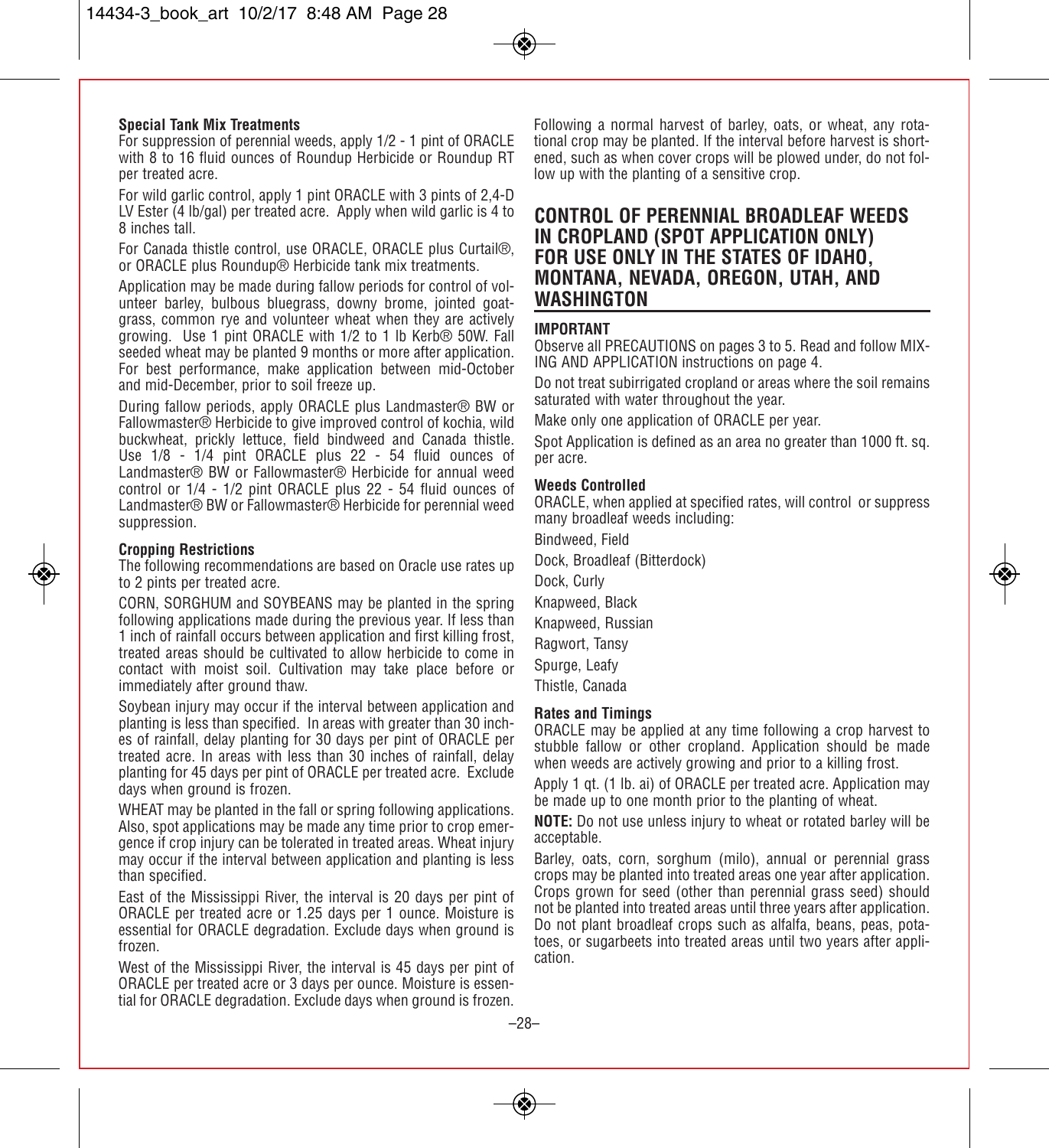**Special Tank Mix Treatments**

For suppression of perennial weeds, apply 1/2 - 1 pint of ORACLE with 8 to 16 fluid ounces of Roundup Herbicide or Roundup RT per treated acre.

For wild garlic control, apply 1 pint ORACLE with 3 pints of 2,4-D LV Ester (4 lb/gal) per treated acre. Apply when wild garlic is 4 to 8 inches tall.

For Canada thistle control, use ORACLE, ORACLE plus Curtail®, or ORACLE plus Roundup® Herbicide tank mix treatments.

Application may be made during fallow periods for control of volunteer barley, bulbous bluegrass, downy brome, jointed goatgrass, common rye and volunteer wheat when they are actively growing. Use 1 pint ORACLE with 1/2 to 1 lb Kerb® 50W. Fall seeded wheat may be planted 9 months or more after application. For best performance, make application between mid-October and mid-December, prior to soil freeze up.

During fallow periods, apply ORACLE plus Landmaster® BW or Fallowmaster® Herbicide to give improved control of kochia, wild buckwheat, prickly lettuce, field bindweed and Canada thistle. Use 1/8 - 1/4 pint ORACLE plus 22 - 54 fluid ounces of Landmaster® BW or Fallowmaster® Herbicide for annual weed control or 1/4 - 1/2 pint ORACLE plus 22 - 54 fluid ounces of Landmaster® BW or Fallowmaster® Herbicide for perennial weed suppression.

**Cropping Restrictions**

The following recommendations are based on Oracle use rates up to 2 pints per treated acre.

CORN, SORGHUM and SOYBEANS may be planted in the spring following applications made during the previous year. If less than 1 inch of rainfall occurs between application and first killing frost, treated areas should be cultivated to allow herbicide to come in contact with moist soil. Cultivation may take place before or immediately after ground thaw.

Soybean injury may occur if the interval between application and planting is less than specified. In areas with greater than 30 inches of rainfall, delay planting for 30 days per pint of ORACLE per treated acre. In areas with less than 30 inches of rainfall, delay planting for 45 days per pint of ORACLE per treated acre. Exclude days when ground is frozen.

WHEAT may be planted in the fall or spring following applications. Also, spot applications may be made any time prior to crop emergence if crop injury can be tolerated in treated areas. Wheat injury may occur if the interval between application and planting is less than specified.

East of the Mississippi River, the interval is 20 days per pint of ORACLE per treated acre or 1.25 days per 1 ounce. Moisture is essential for ORACLE degradation. Exclude days when ground is frozen.

West of the Mississippi River, the interval is 45 days per pint of ORACLE per treated acre or 3 days per ounce. Moisture is essential for ORACLE degradation. Exclude days when ground is frozen.

Following a normal harvest of barley, oats, or wheat, any rotational crop may be planted. If the interval before harvest is shortened, such as when cover crops will be plowed under, do not follow up with the planting of a sensitive crop.

## CONTROL OF PERENNIAL BROADLEAF WEEDS IN CROPLAND (SPOT APPLICATION ONLY) FOR USE ONLY IN THE STATES OF IDAHO, MONTANA, NEVADA, OREGON, UTAH, AND WASHINGTON

**IMPORTANT**

Observe all PRECAUTIONS on pages 3 to 5. Read and follow MIXING AND APPLICATION instructions on page 4.

Do not treat subirrigated cropland or areas where the soil remains saturated with water throughout the year.

Make only one application of ORACLE per year.

Spot Application is defined as an area no greater than 1000 ft. sq. per acre.

**Weeds Controlled**

ORACLE, when applied at specified rates, will control or suppress many broadleaf weeds including:

Bindweed, Field
Dock, Broadleaf (Bitterdock)
Dock, Curly
Knapweed, Black
Knapweed, Russian
Ragwort, Tansy
Spurge, Leafy
Thistle, Canada

**Rates and Timings**

ORACLE may be applied at any time following a crop harvest to stubble fallow or other cropland. Application should be made when weeds are actively growing and prior to a killing frost.

Apply 1 qt. (1 lb. ai) of ORACLE per treated acre. Application may be made up to one month prior to the planting of wheat.

**NOTE:** Do not use unless injury to wheat or rotated barley will be acceptable.

Barley, oats, corn, sorghum (milo), annual or perennial grass crops may be planted into treated areas one year after application. Crops grown for seed (other than perennial grass seed) should not be planted into treated areas until three years after application. Do not plant broadleaf crops such as alfalfa, beans, peas, potatoes, or sugarbeets into treated areas until two years after application.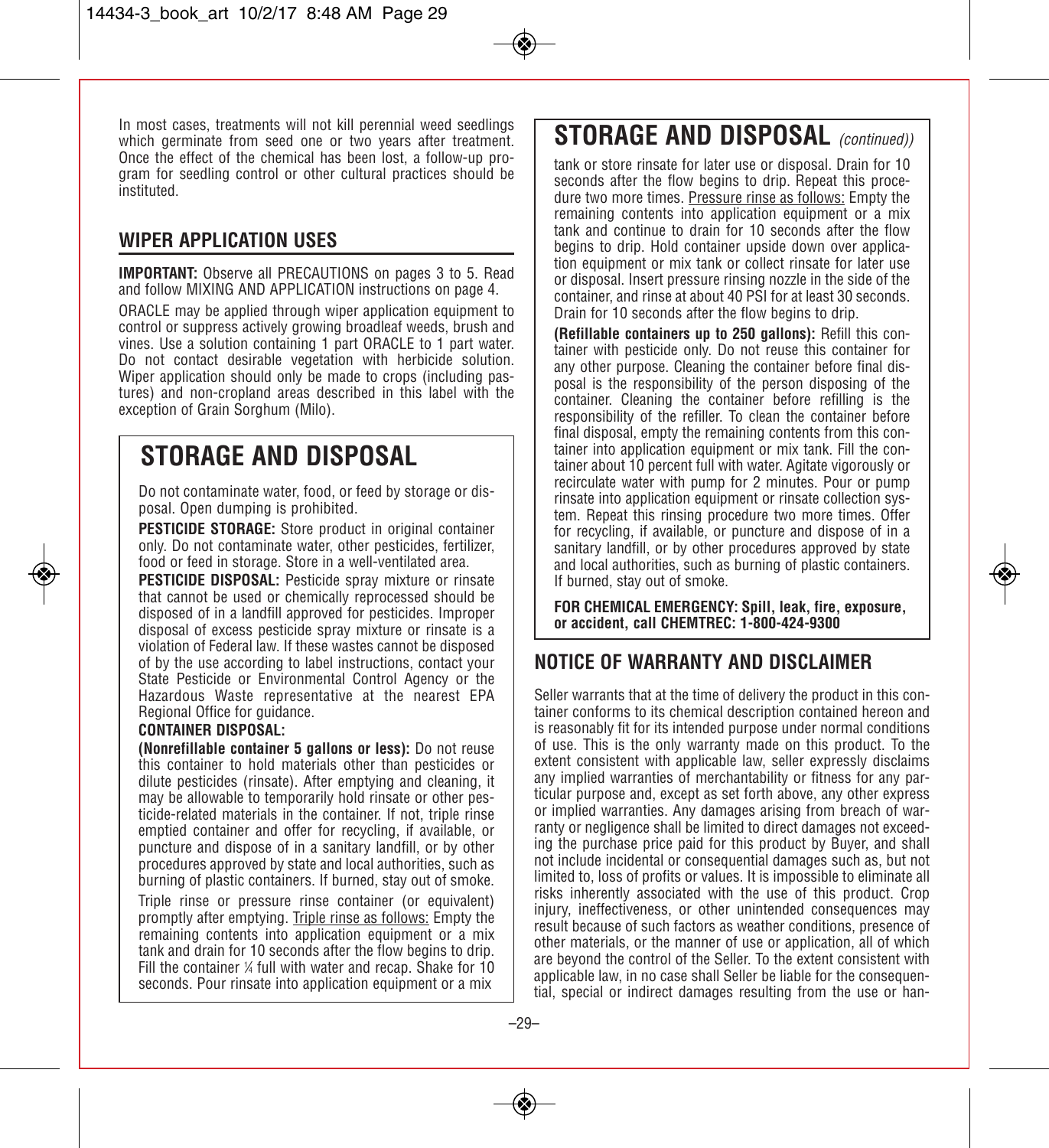In most cases, treatments will not kill perennial weed seedlings which germinate from seed one or two years after treatment. Once the effect of the chemical has been lost, a follow-up program for seedling control or other cultural practices should be instituted.

## WIPER APPLICATION USES

**IMPORTANT:** Observe all PRECAUTIONS on pages 3 to 5. Read and follow MIXING AND APPLICATION instructions on page 4.

ORACLE may be applied through wiper application equipment to control or suppress actively growing broadleaf weeds, brush and vines. Use a solution containing 1 part ORACLE to 1 part water. Do not contact desirable vegetation with herbicide solution. Wiper application should only be made to crops (including pastures) and non-cropland areas described in this label with the exception of Grain Sorghum (Milo).

# STORAGE AND DISPOSAL

Do not contaminate water, food, or feed by storage or disposal. Open dumping is prohibited.

**PESTICIDE STORAGE:** Store product in original container only. Do not contaminate water, other pesticides, fertilizer, food or feed in storage. Store in a well-ventilated area.

**PESTICIDE DISPOSAL:** Pesticide spray mixture or rinsate that cannot be used or chemically reprocessed should be disposed of in a landfill approved for pesticides. Improper disposal of excess pesticide spray mixture or rinsate is a violation of Federal law. If these wastes cannot be disposed of by the use according to label instructions, contact your State Pesticide or Environmental Control Agency or the Hazardous Waste representative at the nearest EPA Regional Office for guidance.

**CONTAINER DISPOSAL:**

**(Nonrefillable container 5 gallons or less):** Do not reuse this container to hold materials other than pesticides or dilute pesticides (rinsate). After emptying and cleaning, it may be allowable to temporarily hold rinsate or other pesticide-related materials in the container. If not, triple rinse emptied container and offer for recycling, if available, or puncture and dispose of in a sanitary landfill, or by other procedures approved by state and local authorities, such as burning of plastic containers. If burned, stay out of smoke.

Triple rinse or pressure rinse container (or equivalent) promptly after emptying. Triple rinse as follows: Empty the remaining contents into application equipment or a mix tank and drain for 10 seconds after the flow begins to drip. Fill the container ¼ full with water and recap. Shake for 10 seconds. Pour rinsate into application equipment or a mix tank or store rinsate for later use or disposal. Drain for 10 seconds after the flow begins to drip. Repeat this procedure two more times. Pressure rinse as follows: Empty the remaining contents into application equipment or a mix tank and continue to drain for 10 seconds after the flow begins to drip. Hold container upside down over application equipment or mix tank or collect rinsate for later use or disposal. Insert pressure rinsing nozzle in the side of the container, and rinse at about 40 PSI for at least 30 seconds. Drain for 10 seconds after the flow begins to drip.

**(Refillable containers up to 250 gallons):** Refill this container with pesticide only. Do not reuse this container for any other purpose. Cleaning the container before final disposal is the responsibility of the person disposing of the container. Cleaning the container before refilling is the responsibility of the refiller. To clean the container before final disposal, empty the remaining contents from this container into application equipment or mix tank. Fill the container about 10 percent full with water. Agitate vigorously or recirculate water with pump for 2 minutes. Pour or pump rinsate into application equipment or rinsate collection system. Repeat this rinsing procedure two more times. Offer for recycling, if available, or puncture and dispose of in a sanitary landfill, or by other procedures approved by state and local authorities, such as burning of plastic containers. If burned, stay out of smoke.

**FOR CHEMICAL EMERGENCY: Spill, leak, fire, exposure, or accident, call CHEMTREC: 1-800-424-9300**

## NOTICE OF WARRANTY AND DISCLAIMER

Seller warrants that at the time of delivery the product in this container conforms to its chemical description contained hereon and is reasonably fit for its intended purpose under normal conditions of use. This is the only warranty made on this product. To the extent consistent with applicable law, seller expressly disclaims any implied warranties of merchantability or fitness for any particular purpose and, except as set forth above, any other express or implied warranties. Any damages arising from breach of warranty or negligence shall be limited to direct damages not exceeding the purchase price paid for this product by Buyer, and shall not include incidental or consequential damages such as, but not limited to, loss of profits or values. It is impossible to eliminate all risks inherently associated with the use of this product. Crop injury, ineffectiveness, or other unintended consequences may result because of such factors as weather conditions, presence of other materials, or the manner of use or application, all of which are beyond the control of the Seller. To the extent consistent with applicable law, in no case shall Seller be liable for the consequential, special or indirect damages resulting from the use or han-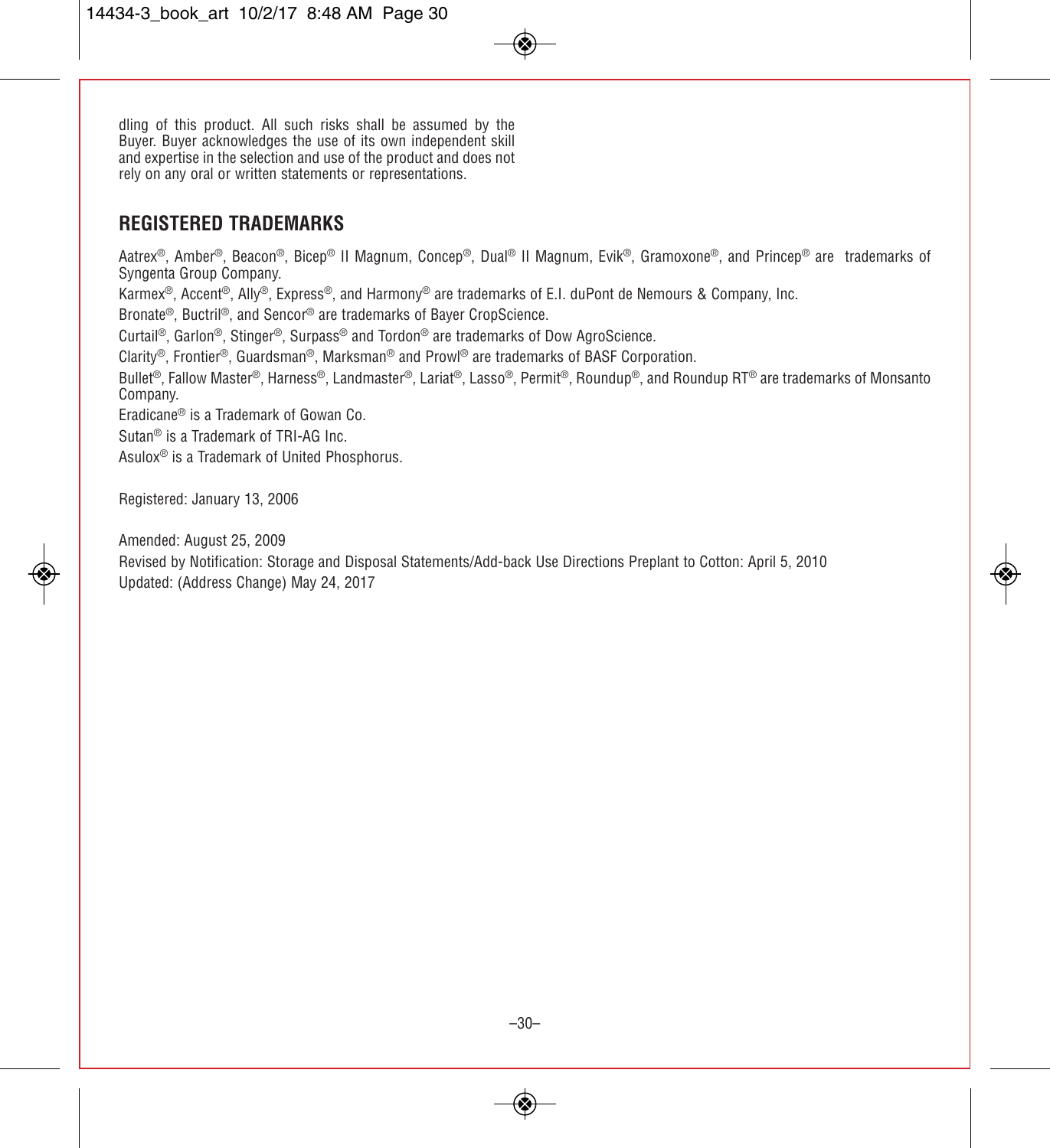dling of this product. All such risks shall be assumed by the Buyer. Buyer acknowledges the use of its own independent skill and expertise in the selection and use of the product and does not rely on any oral or written statements or representations.

## REGISTERED TRADEMARKS

Aatrex®, Amber®, Beacon®, Bicep® II Magnum, Concep®, Dual® II Magnum, Evik®, Gramoxone®, and Princep® are trademarks of Syngenta Group Company.

Karmex®, Accent®, Ally®, Express®, and Harmony® are trademarks of E.I. duPont de Nemours & Company, Inc.

Bronate®, Buctril®, and Sencor® are trademarks of Bayer CropScience.

Curtail®, Garlon®, Stinger®, Surpass® and Tordon® are trademarks of Dow AgroScience.

Clarity®, Frontier®, Guardsman®, Marksman® and Prowl® are trademarks of BASF Corporation.

Bullet®, Fallow Master®, Harness®, Landmaster®, Lariat®, Lasso®, Permit®, Roundup®, and Roundup RT® are trademarks of Monsanto Company.

Eradicane® is a Trademark of Gowan Co.

Sutan® is a Trademark of TRI-AG Inc.

Asulox® is a Trademark of United Phosphorus.

Registered: January 13, 2006

Amended: August 25, 2009

Revised by Notification: Storage and Disposal Statements/Add-back Use Directions Preplant to Cotton: April 5, 2010

Updated: (Address Change) May 24, 2017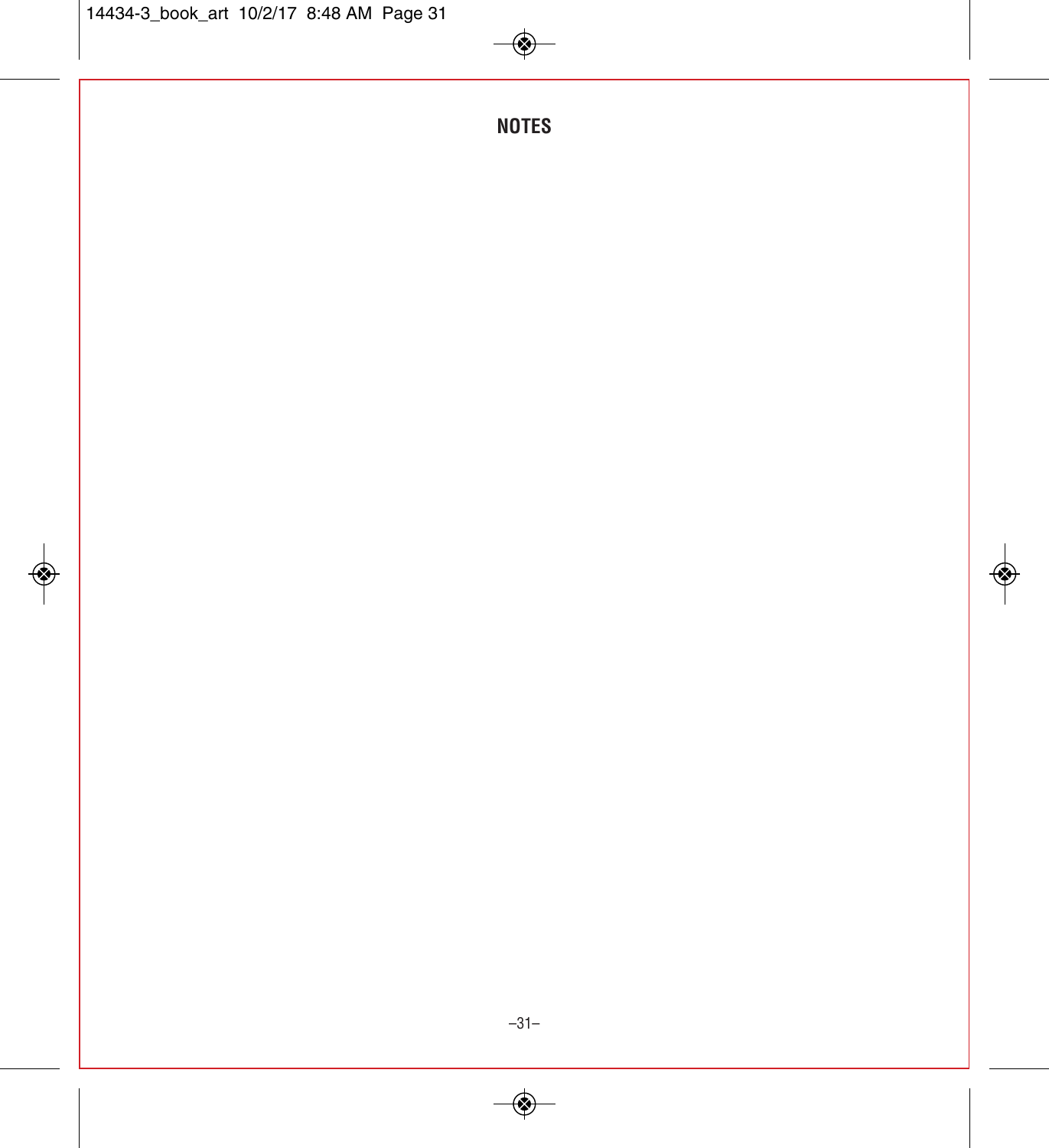## NOTES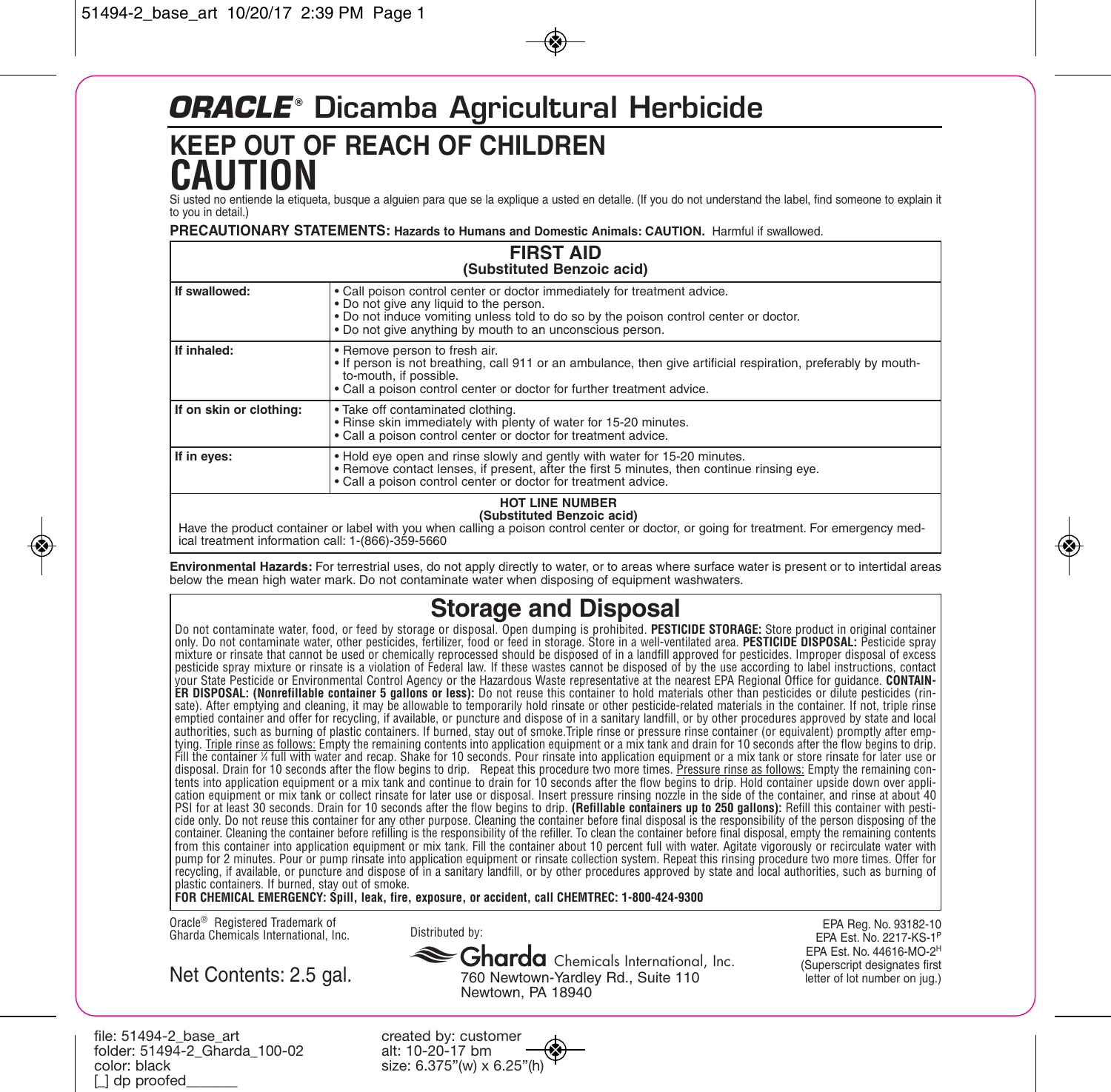# *ORACLE*® Dicamba Agricultural Herbicide

## KEEP OUT OF REACH OF CHILDREN

# CAUTION

Si usted no entiende la etiqueta, busque a alguien para que se la explique a usted en detalle. (If you do not understand the label, find someone to explain it to you in detail.)

**PRECAUTIONARY STATEMENTS: Hazards to Humans and Domestic Animals: CAUTION.** Harmful if swallowed.

| FIRST AID (Substituted Benzoic acid) | |
|---|---|
| **If swallowed:** | • Call poison control center or doctor immediately for treatment advice.<br>• Do not give any liquid to the person.<br>• Do not induce vomiting unless told to do so by the poison control center or doctor.<br>• Do not give anything by mouth to an unconscious person. |
| **If inhaled:** | • Remove person to fresh air.<br>• If person is not breathing, call 911 or an ambulance, then give artificial respiration, preferably by mouth-to-mouth, if possible.<br>• Call a poison control center or doctor for further treatment advice. |
| **If on skin or clothing:** | • Take off contaminated clothing.<br>• Rinse skin immediately with plenty of water for 15-20 minutes.<br>• Call a poison control center or doctor for treatment advice. |
| **If in eyes:** | • Hold eye open and rinse slowly and gently with water for 15-20 minutes.<br>• Remove contact lenses, if present, after the first 5 minutes, then continue rinsing eye.<br>• Call a poison control center or doctor for treatment advice. |
| **HOT LINE NUMBER (Substituted Benzoic acid)**<br>Have the product container or label with you when calling a poison control center or doctor, or going for treatment. For emergency medical treatment information call: 1-(866)-359-5660 | |

**Environmental Hazards:** For terrestrial uses, do not apply directly to water, or to areas where surface water is present or to intertidal areas below the mean high water mark. Do not contaminate water when disposing of equipment washwaters.

## Storage and Disposal

Do not contaminate water, food, or feed by storage or disposal. Open dumping is prohibited. **PESTICIDE STORAGE:** Store product in original container only. Do not contaminate water, other pesticides, fertilizer, food or feed in storage. Store in a well-ventilated area. **PESTICIDE DISPOSAL:** Pesticide spray mixture or rinsate that cannot be used or chemically reprocessed should be disposed of in a landfill approved for pesticides. Improper disposal of excess pesticide spray mixture or rinsate is a violation of Federal law. If these wastes cannot be disposed of by the use according to label instructions, contact your State Pesticide or Environmental Control Agency or the Hazardous Waste representative at the nearest EPA Regional Office for guidance. **CONTAINER DISPOSAL: (Nonrefillable container 5 gallons or less):** Do not reuse this container to hold materials other than pesticides or dilute pesticides (rinsate). After emptying and cleaning, it may be allowable to temporarily hold rinsate or other pesticide-related materials in the container. If not, triple rinse emptied container and offer for recycling, if available, or puncture and dispose of in a sanitary landfill, or by other procedures approved by state and local authorities, such as burning of plastic containers. If burned, stay out of smoke.Triple rinse or pressure rinse container (or equivalent) promptly after emptying. Triple rinse as follows: Empty the remaining contents into application equipment or a mix tank and drain for 10 seconds after the flow begins to drip. Fill the container ¼ full with water and recap. Shake for 10 seconds. Pour rinsate into application equipment or a mix tank or store rinsate for later use or disposal. Drain for 10 seconds after the flow begins to drip. Repeat this procedure two more times. Pressure rinse as follows: Empty the remaining contents into application equipment or a mix tank and continue to drain for 10 seconds after the flow begins to drip. Hold container upside down over application equipment or mix tank or collect rinsate for later use or disposal. Insert pressure rinsing nozzle in the side of the container, and rinse at about 40 PSI for at least 30 seconds. Drain for 10 seconds after the flow begins to drip. **(Refillable containers up to 250 gallons):** Refill this container with pesticide only. Do not reuse this container for any other purpose. Cleaning the container before final disposal is the responsibility of the person disposing of the container. Cleaning the container before refilling is the responsibility of the refiller. To clean the container before final disposal, empty the remaining contents from this container into application equipment or mix tank. Fill the container about 10 percent full with water. Agitate vigorously or recirculate water with pump for 2 minutes. Pour or pump rinsate into application equipment or rinsate collection system. Repeat this rinsing procedure two more times. Offer for recycling, if available, or puncture and dispose of in a sanitary landfill, or by other procedures approved by state and local authorities, such as burning of plastic containers. If burned, stay out of smoke.

**FOR CHEMICAL EMERGENCY: Spill, leak, fire, exposure, or accident, call CHEMTREC: 1-800-424-9300**

Oracle® Registered Trademark of Gharda Chemicals International, Inc.

Net Contents: 2.5 gal.

Distributed by:
Gharda Chemicals International, Inc.
760 Newtown-Yardley Rd., Suite 110
Newtown, PA 18940

EPA Reg. No. 93182-10
EPA Est. No. 2217-KS-1[P]
EPA Est. No. 44616-MO-2[H]
(Superscript designates first letter of lot number on jug.)